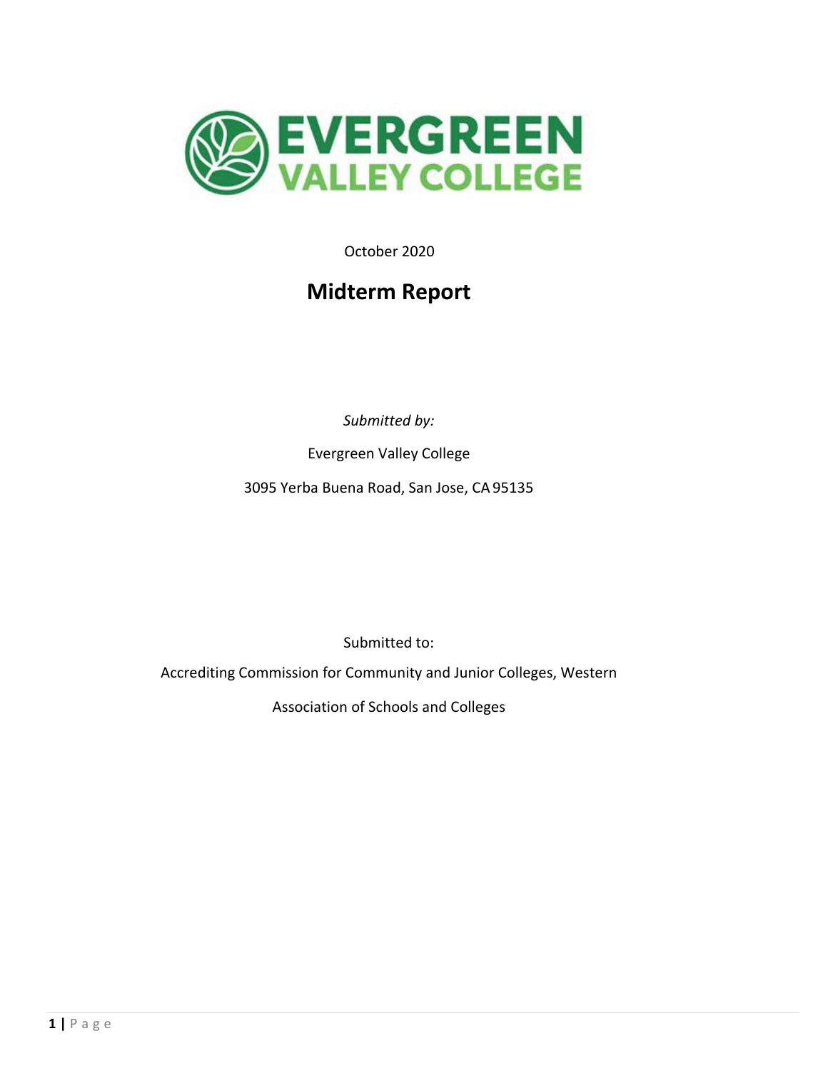# EVERGREEN VALLEY COLLEGE

October 2020

## Midterm Report

*Submitted by:*

Evergreen Valley College

3095 Yerba Buena Road, San Jose, CA 95135

Submitted to:

Accrediting Commission for Community and Junior Colleges, Western Association of Schools and Colleges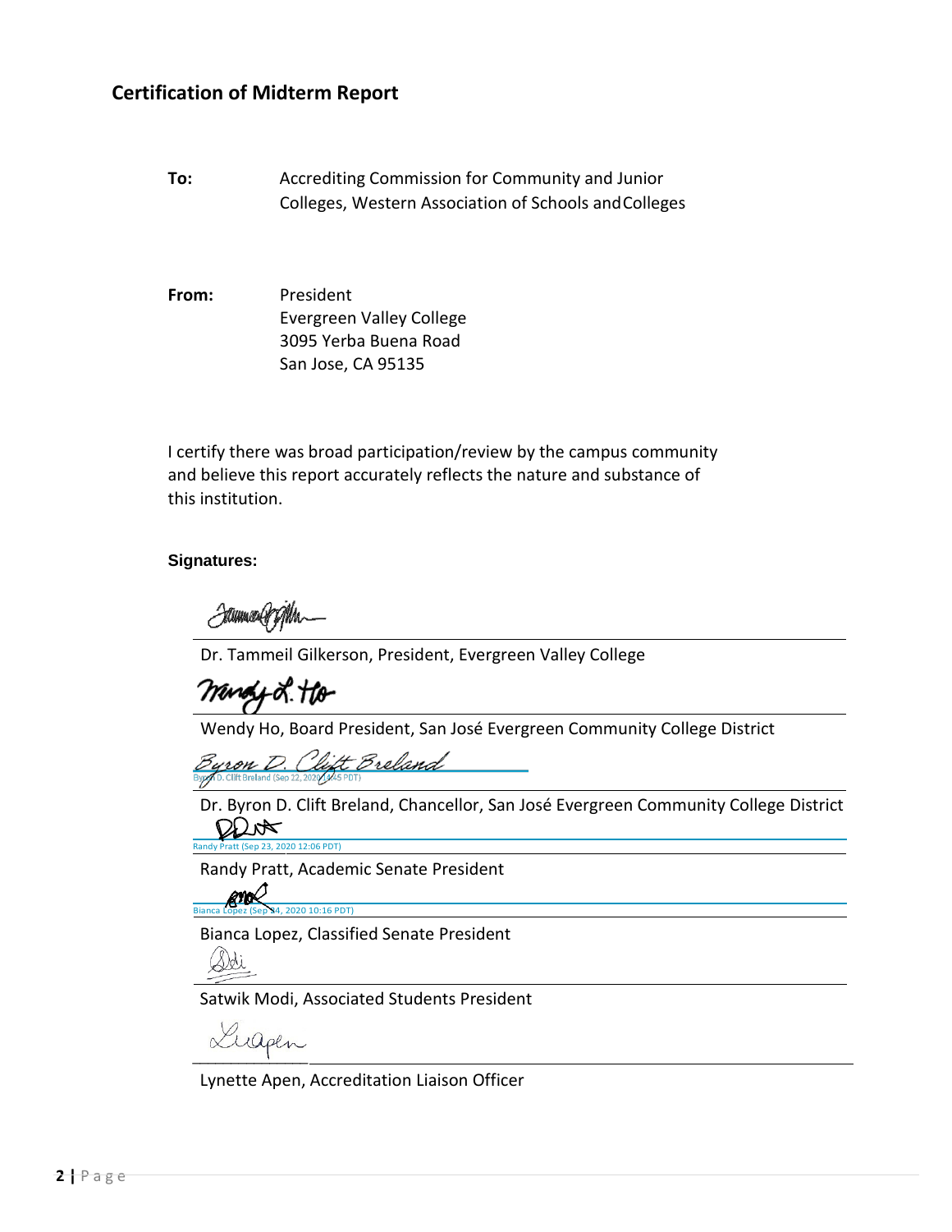## Certification of Midterm Report

**To:** Accrediting Commission for Community and Junior Colleges, Western Association of Schools and Colleges

**From:** President
Evergreen Valley College
3095 Yerba Buena Road
San Jose, CA 95135

I certify there was broad participation/review by the campus community and believe this report accurately reflects the nature and substance of this institution.

**Signatures:**

Dr. Tammeil Gilkerson, President, Evergreen Valley College

Wendy Ho, Board President, San José Evergreen Community College District

Byron D. Clift Breland (Sep 22, 2020 14:45 PDT)

Dr. Byron D. Clift Breland, Chancellor, San José Evergreen Community College District

Randy Pratt (Sep 23, 2020 12:06 PDT)

Randy Pratt, Academic Senate President

Bianca Lopez (Sep 24, 2020 10:16 PDT)

Bianca Lopez, Classified Senate President

Satwik Modi, Associated Students President

Lynette Apen, Accreditation Liaison Officer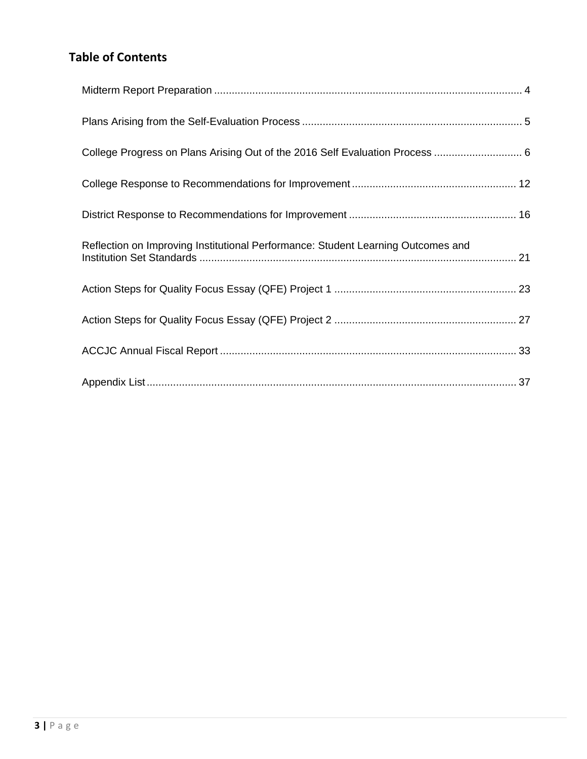## Table of Contents

Midterm Report Preparation ........................................................................................................ 4

Plans Arising from the Self-Evaluation Process .......................................................................... 5

College Progress on Plans Arising Out of the 2016 Self Evaluation Process ............................. 6

College Response to Recommendations for Improvement ........................................................ 12

District Response to Recommendations for Improvement ......................................................... 16

Reflection on Improving Institutional Performance: Student Learning Outcomes and Institution Set Standards ........................................................................................................... 21

Action Steps for Quality Focus Essay (QFE) Project 1 ............................................................. 23

Action Steps for Quality Focus Essay (QFE) Project 2 ............................................................. 27

ACCJC Annual Fiscal Report .................................................................................................... 33

Appendix List ............................................................................................................................ 37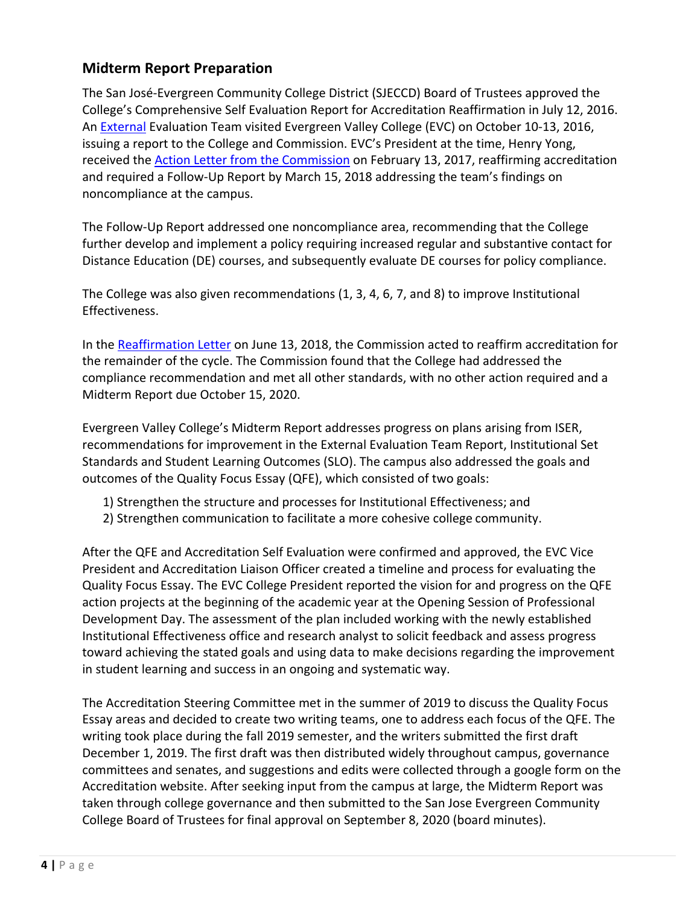## Midterm Report Preparation

The San José-Evergreen Community College District (SJECCD) Board of Trustees approved the College's Comprehensive Self Evaluation Report for Accreditation Reaffirmation in July 12, 2016. An External Evaluation Team visited Evergreen Valley College (EVC) on October 10-13, 2016, issuing a report to the College and Commission. EVC's President at the time, Henry Yong, received the Action Letter from the Commission on February 13, 2017, reaffirming accreditation and required a Follow-Up Report by March 15, 2018 addressing the team's findings on noncompliance at the campus.

The Follow-Up Report addressed one noncompliance area, recommending that the College further develop and implement a policy requiring increased regular and substantive contact for Distance Education (DE) courses, and subsequently evaluate DE courses for policy compliance.

The College was also given recommendations (1, 3, 4, 6, 7, and 8) to improve Institutional Effectiveness.

In the Reaffirmation Letter on June 13, 2018, the Commission acted to reaffirm accreditation for the remainder of the cycle. The Commission found that the College had addressed the compliance recommendation and met all other standards, with no other action required and a Midterm Report due October 15, 2020.

Evergreen Valley College's Midterm Report addresses progress on plans arising from ISER, recommendations for improvement in the External Evaluation Team Report, Institutional Set Standards and Student Learning Outcomes (SLO). The campus also addressed the goals and outcomes of the Quality Focus Essay (QFE), which consisted of two goals:

1) Strengthen the structure and processes for Institutional Effectiveness; and
2) Strengthen communication to facilitate a more cohesive college community.

After the QFE and Accreditation Self Evaluation were confirmed and approved, the EVC Vice President and Accreditation Liaison Officer created a timeline and process for evaluating the Quality Focus Essay. The EVC College President reported the vision for and progress on the QFE action projects at the beginning of the academic year at the Opening Session of Professional Development Day. The assessment of the plan included working with the newly established Institutional Effectiveness office and research analyst to solicit feedback and assess progress toward achieving the stated goals and using data to make decisions regarding the improvement in student learning and success in an ongoing and systematic way.

The Accreditation Steering Committee met in the summer of 2019 to discuss the Quality Focus Essay areas and decided to create two writing teams, one to address each focus of the QFE. The writing took place during the fall 2019 semester, and the writers submitted the first draft December 1, 2019. The first draft was then distributed widely throughout campus, governance committees and senates, and suggestions and edits were collected through a google form on the Accreditation website. After seeking input from the campus at large, the Midterm Report was taken through college governance and then submitted to the San Jose Evergreen Community College Board of Trustees for final approval on September 8, 2020 (board minutes).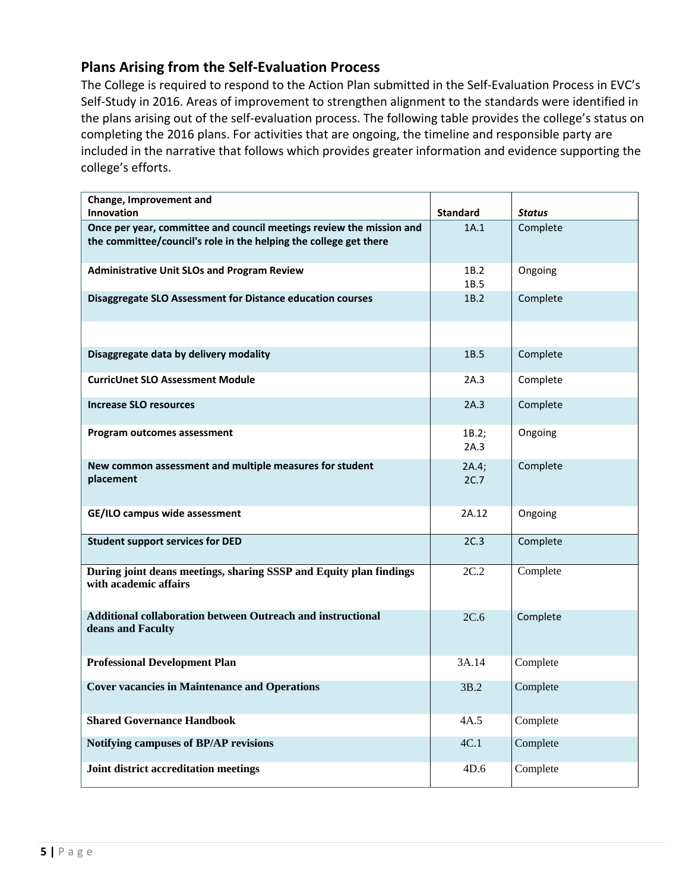## Plans Arising from the Self-Evaluation Process

The College is required to respond to the Action Plan submitted in the Self-Evaluation Process in EVC's Self-Study in 2016. Areas of improvement to strengthen alignment to the standards were identified in the plans arising out of the self-evaluation process. The following table provides the college's status on completing the 2016 plans. For activities that are ongoing, the timeline and responsible party are included in the narrative that follows which provides greater information and evidence supporting the college's efforts.

| Change, Improvement and Innovation | Standard | *Status* |
|---|---|---|
| **Once per year, committee and council meetings review the mission and the committee/council's role in the helping the college get there** | 1A.1 | Complete |
| **Administrative Unit SLOs and Program Review** | 1B.2<br>1B.5 | Ongoing |
| **Disaggregate SLO Assessment for Distance education courses** | 1B.2 | Complete |
| | | |
| **Disaggregate data by delivery modality** | 1B.5 | Complete |
| **CurricUnet SLO Assessment Module** | 2A.3 | Complete |
| **Increase SLO resources** | 2A.3 | Complete |
| **Program outcomes assessment** | 1B.2;<br>2A.3 | Ongoing |
| **New common assessment and multiple measures for student placement** | 2A.4;<br>2C.7 | Complete |
| **GE/ILO campus wide assessment** | 2A.12 | Ongoing |
| **Student support services for DED** | 2C.3 | Complete |
| **During joint deans meetings, sharing SSSP and Equity plan findings with academic affairs** | 2C.2 | Complete |
| **Additional collaboration between Outreach and instructional deans and Faculty** | 2C.6 | Complete |
| **Professional Development Plan** | 3A.14 | Complete |
| **Cover vacancies in Maintenance and Operations** | 3B.2 | Complete |
| **Shared Governance Handbook** | 4A.5 | Complete |
| **Notifying campuses of BP/AP revisions** | 4C.1 | Complete |
| **Joint district accreditation meetings** | 4D.6 | Complete |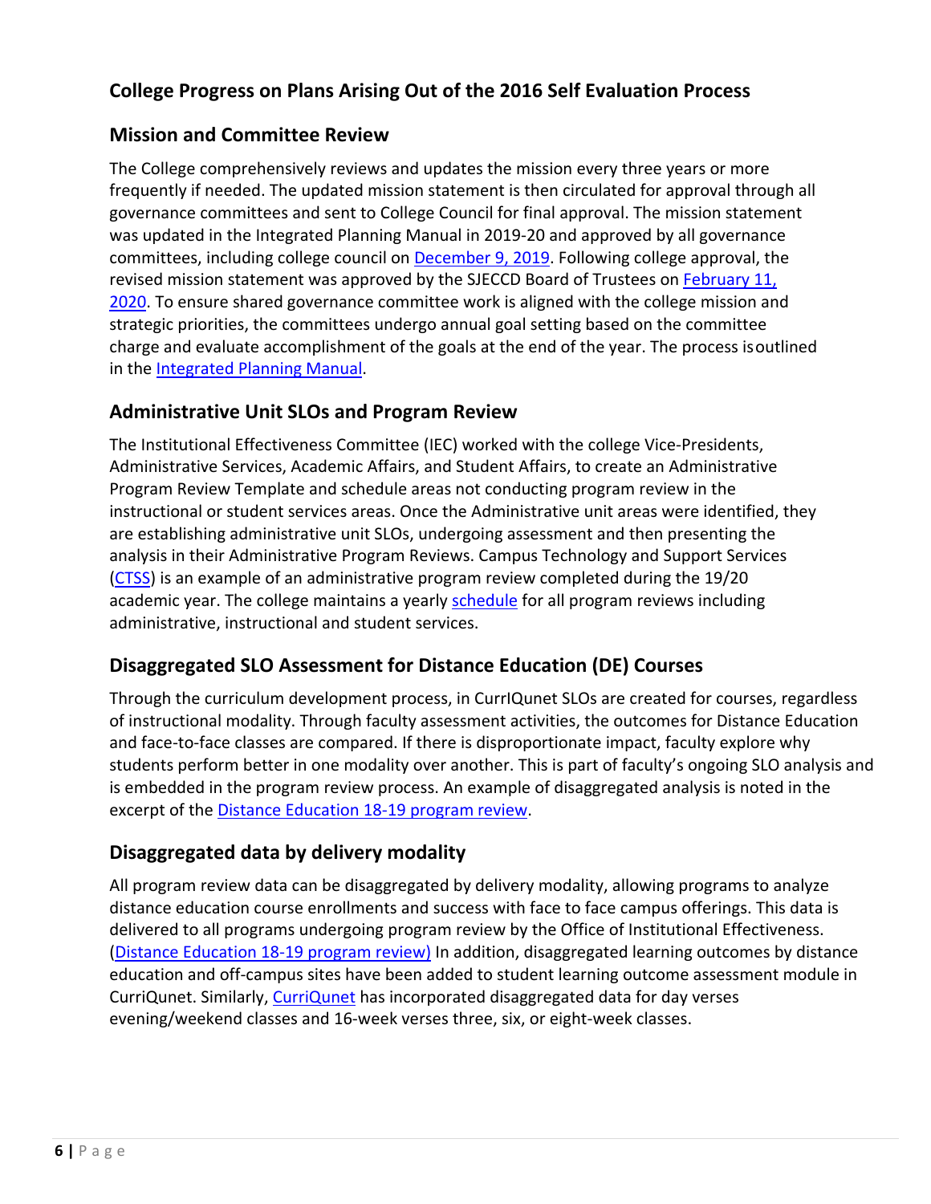## College Progress on Plans Arising Out of the 2016 Self Evaluation Process

### Mission and Committee Review

The College comprehensively reviews and updates the mission every three years or more frequently if needed. The updated mission statement is then circulated for approval through all governance committees and sent to College Council for final approval. The mission statement was updated in the Integrated Planning Manual in 2019-20 and approved by all governance committees, including college council on December 9, 2019. Following college approval, the revised mission statement was approved by the SJECCD Board of Trustees on February 11, 2020. To ensure shared governance committee work is aligned with the college mission and strategic priorities, the committees undergo annual goal setting based on the committee charge and evaluate accomplishment of the goals at the end of the year. The process is outlined in the Integrated Planning Manual.

### Administrative Unit SLOs and Program Review

The Institutional Effectiveness Committee (IEC) worked with the college Vice-Presidents, Administrative Services, Academic Affairs, and Student Affairs, to create an Administrative Program Review Template and schedule areas not conducting program review in the instructional or student services areas. Once the Administrative unit areas were identified, they are establishing administrative unit SLOs, undergoing assessment and then presenting the analysis in their Administrative Program Reviews. Campus Technology and Support Services (CTSS) is an example of an administrative program review completed during the 19/20 academic year. The college maintains a yearly schedule for all program reviews including administrative, instructional and student services.

### Disaggregated SLO Assessment for Distance Education (DE) Courses

Through the curriculum development process, in CurrIQunet SLOs are created for courses, regardless of instructional modality. Through faculty assessment activities, the outcomes for Distance Education and face-to-face classes are compared. If there is disproportionate impact, faculty explore why students perform better in one modality over another. This is part of faculty's ongoing SLO analysis and is embedded in the program review process. An example of disaggregated analysis is noted in the excerpt of the Distance Education 18-19 program review.

### Disaggregated data by delivery modality

All program review data can be disaggregated by delivery modality, allowing programs to analyze distance education course enrollments and success with face to face campus offerings. This data is delivered to all programs undergoing program review by the Office of Institutional Effectiveness. (Distance Education 18-19 program review) In addition, disaggregated learning outcomes by distance education and off-campus sites have been added to student learning outcome assessment module in CurriQunet. Similarly, CurriQunet has incorporated disaggregated data for day verses evening/weekend classes and 16-week verses three, six, or eight-week classes.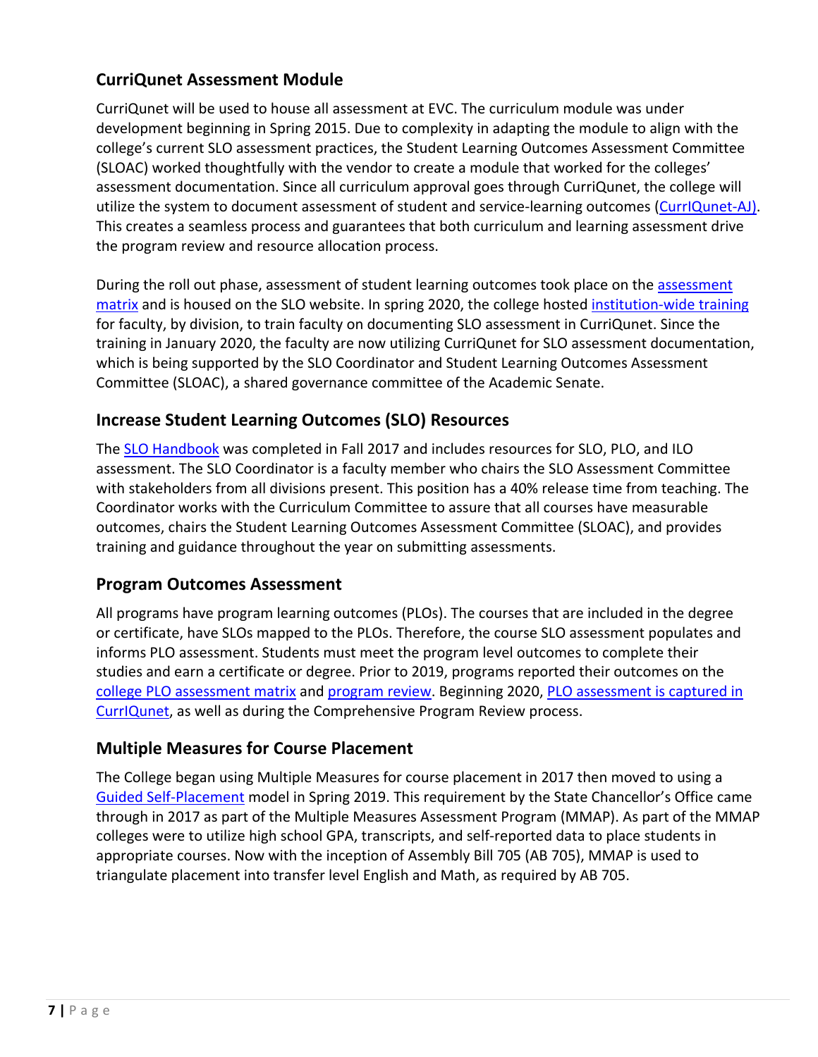## CurriQunet Assessment Module

CurriQunet will be used to house all assessment at EVC. The curriculum module was under development beginning in Spring 2015. Due to complexity in adapting the module to align with the college's current SLO assessment practices, the Student Learning Outcomes Assessment Committee (SLOAC) worked thoughtfully with the vendor to create a module that worked for the colleges' assessment documentation. Since all curriculum approval goes through CurriQunet, the college will utilize the system to document assessment of student and service-learning outcomes (CurrIQunet-AJ). This creates a seamless process and guarantees that both curriculum and learning assessment drive the program review and resource allocation process.

During the roll out phase, assessment of student learning outcomes took place on the assessment matrix and is housed on the SLO website. In spring 2020, the college hosted institution-wide training for faculty, by division, to train faculty on documenting SLO assessment in CurriQunet. Since the training in January 2020, the faculty are now utilizing CurriQunet for SLO assessment documentation, which is being supported by the SLO Coordinator and Student Learning Outcomes Assessment Committee (SLOAC), a shared governance committee of the Academic Senate.

## Increase Student Learning Outcomes (SLO) Resources

The SLO Handbook was completed in Fall 2017 and includes resources for SLO, PLO, and ILO assessment. The SLO Coordinator is a faculty member who chairs the SLO Assessment Committee with stakeholders from all divisions present. This position has a 40% release time from teaching. The Coordinator works with the Curriculum Committee to assure that all courses have measurable outcomes, chairs the Student Learning Outcomes Assessment Committee (SLOAC), and provides training and guidance throughout the year on submitting assessments.

## Program Outcomes Assessment

All programs have program learning outcomes (PLOs). The courses that are included in the degree or certificate, have SLOs mapped to the PLOs. Therefore, the course SLO assessment populates and informs PLO assessment. Students must meet the program level outcomes to complete their studies and earn a certificate or degree. Prior to 2019, programs reported their outcomes on the college PLO assessment matrix and program review. Beginning 2020, PLO assessment is captured in CurrIQunet, as well as during the Comprehensive Program Review process.

## Multiple Measures for Course Placement

The College began using Multiple Measures for course placement in 2017 then moved to using a Guided Self-Placement model in Spring 2019. This requirement by the State Chancellor's Office came through in 2017 as part of the Multiple Measures Assessment Program (MMAP). As part of the MMAP colleges were to utilize high school GPA, transcripts, and self-reported data to place students in appropriate courses. Now with the inception of Assembly Bill 705 (AB 705), MMAP is used to triangulate placement into transfer level English and Math, as required by AB 705.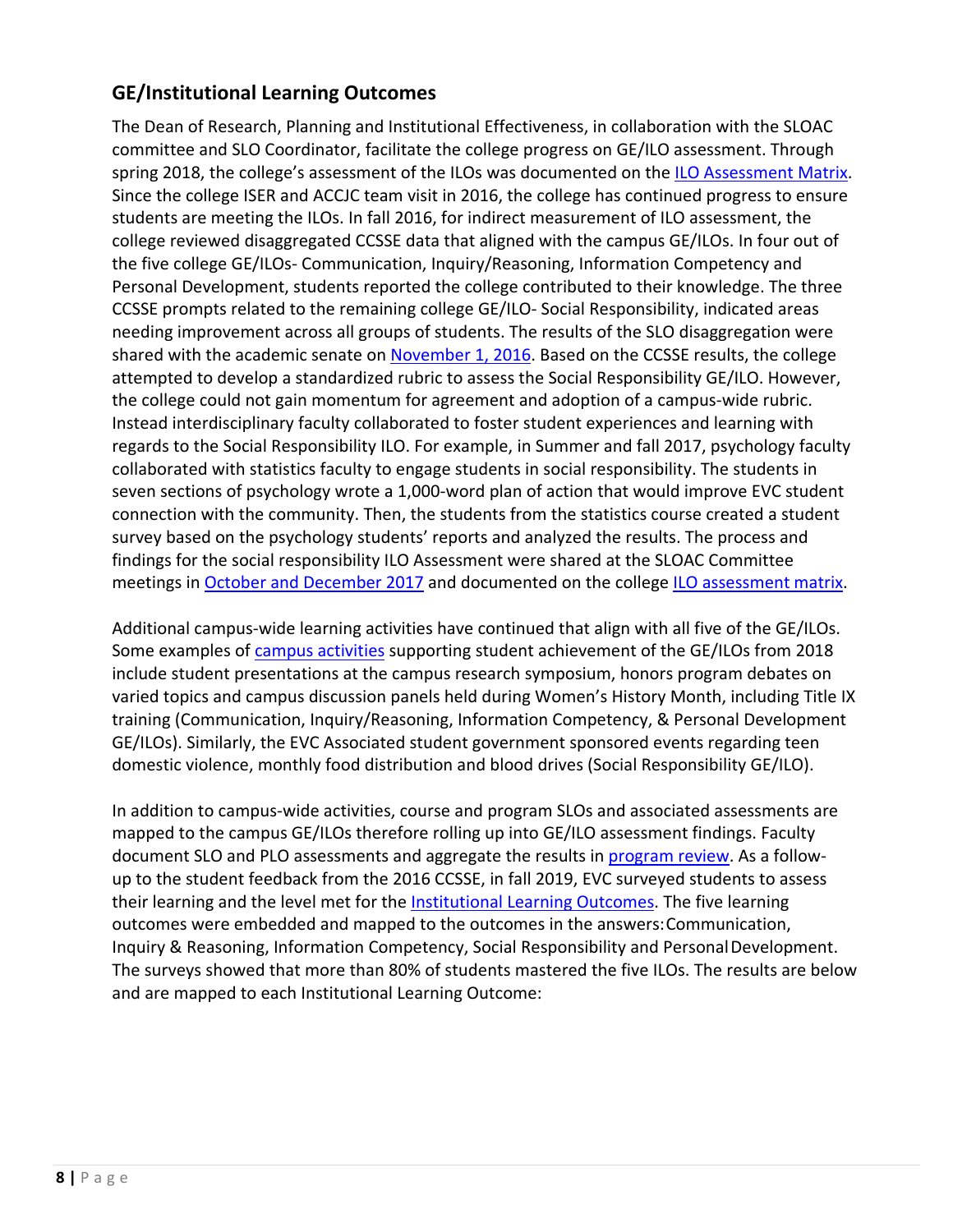## GE/Institutional Learning Outcomes

The Dean of Research, Planning and Institutional Effectiveness, in collaboration with the SLOAC committee and SLO Coordinator, facilitate the college progress on GE/ILO assessment. Through spring 2018, the college's assessment of the ILOs was documented on the ILO Assessment Matrix. Since the college ISER and ACCJC team visit in 2016, the college has continued progress to ensure students are meeting the ILOs. In fall 2016, for indirect measurement of ILO assessment, the college reviewed disaggregated CCSSE data that aligned with the campus GE/ILOs. In four out of the five college GE/ILOs- Communication, Inquiry/Reasoning, Information Competency and Personal Development, students reported the college contributed to their knowledge. The three CCSSE prompts related to the remaining college GE/ILO- Social Responsibility, indicated areas needing improvement across all groups of students. The results of the SLO disaggregation were shared with the academic senate on November 1, 2016. Based on the CCSSE results, the college attempted to develop a standardized rubric to assess the Social Responsibility GE/ILO. However, the college could not gain momentum for agreement and adoption of a campus-wide rubric. Instead interdisciplinary faculty collaborated to foster student experiences and learning with regards to the Social Responsibility ILO. For example, in Summer and fall 2017, psychology faculty collaborated with statistics faculty to engage students in social responsibility. The students in seven sections of psychology wrote a 1,000-word plan of action that would improve EVC student connection with the community. Then, the students from the statistics course created a student survey based on the psychology students' reports and analyzed the results. The process and findings for the social responsibility ILO Assessment were shared at the SLOAC Committee meetings in October and December 2017 and documented on the college ILO assessment matrix.

Additional campus-wide learning activities have continued that align with all five of the GE/ILOs. Some examples of campus activities supporting student achievement of the GE/ILOs from 2018 include student presentations at the campus research symposium, honors program debates on varied topics and campus discussion panels held during Women's History Month, including Title IX training (Communication, Inquiry/Reasoning, Information Competency, & Personal Development GE/ILOs). Similarly, the EVC Associated student government sponsored events regarding teen domestic violence, monthly food distribution and blood drives (Social Responsibility GE/ILO).

In addition to campus-wide activities, course and program SLOs and associated assessments are mapped to the campus GE/ILOs therefore rolling up into GE/ILO assessment findings. Faculty document SLO and PLO assessments and aggregate the results in program review. As a follow-up to the student feedback from the 2016 CCSSE, in fall 2019, EVC surveyed students to assess their learning and the level met for the Institutional Learning Outcomes. The five learning outcomes were embedded and mapped to the outcomes in the answers: Communication, Inquiry & Reasoning, Information Competency, Social Responsibility and Personal Development. The surveys showed that more than 80% of students mastered the five ILOs. The results are below and are mapped to each Institutional Learning Outcome: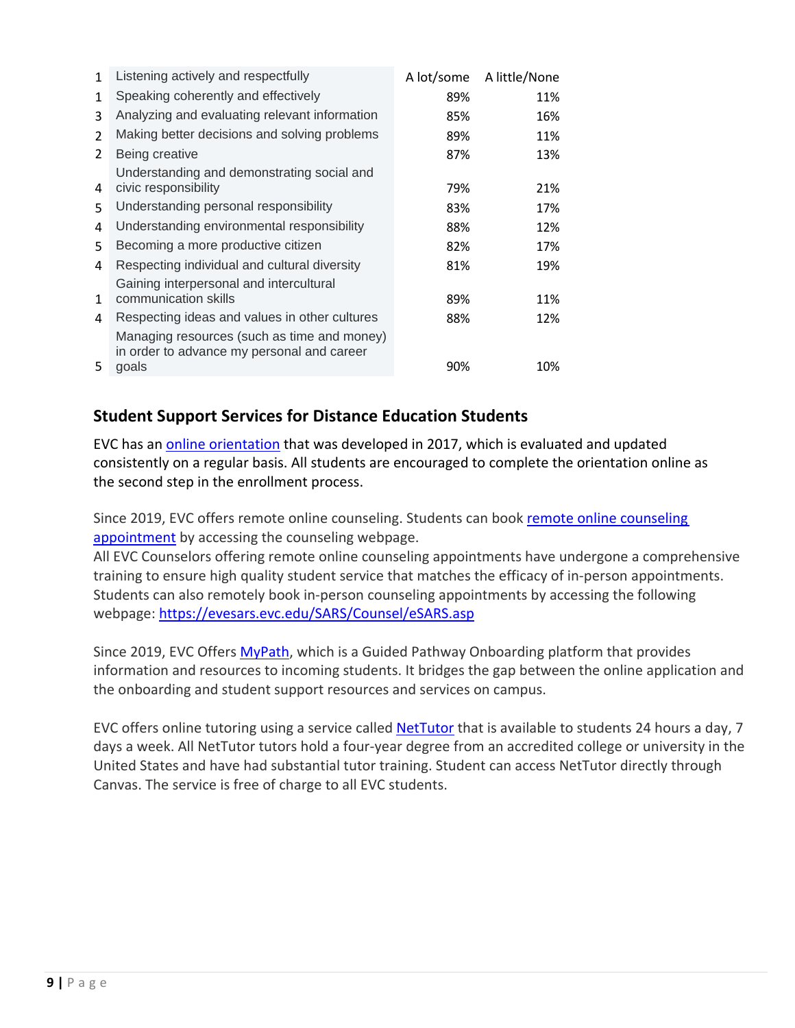| | | A lot/some | A little/None |
|---|---|---|---|
| 1 | Listening actively and respectfully | | |
| 1 | Speaking coherently and effectively | 89% | 11% |
| 3 | Analyzing and evaluating relevant information | 85% | 16% |
| 2 | Making better decisions and solving problems | 89% | 11% |
| 2 | Being creative | 87% | 13% |
| 4 | Understanding and demonstrating social and civic responsibility | 79% | 21% |
| 5 | Understanding personal responsibility | 83% | 17% |
| 4 | Understanding environmental responsibility | 88% | 12% |
| 5 | Becoming a more productive citizen | 82% | 17% |
| 4 | Respecting individual and cultural diversity | 81% | 19% |
| 1 | Gaining interpersonal and intercultural communication skills | 89% | 11% |
| 4 | Respecting ideas and values in other cultures | 88% | 12% |
| 5 | Managing resources (such as time and money) in order to advance my personal and career goals | 90% | 10% |

## Student Support Services for Distance Education Students

EVC has an online orientation that was developed in 2017, which is evaluated and updated consistently on a regular basis. All students are encouraged to complete the orientation online as the second step in the enrollment process.

Since 2019, EVC offers remote online counseling. Students can book remote online counseling appointment by accessing the counseling webpage.
All EVC Counselors offering remote online counseling appointments have undergone a comprehensive training to ensure high quality student service that matches the efficacy of in-person appointments. Students can also remotely book in-person counseling appointments by accessing the following webpage: https://evesars.evc.edu/SARS/Counsel/eSARS.asp

Since 2019, EVC Offers MyPath, which is a Guided Pathway Onboarding platform that provides information and resources to incoming students. It bridges the gap between the online application and the onboarding and student support resources and services on campus.

EVC offers online tutoring using a service called NetTutor that is available to students 24 hours a day, 7 days a week. All NetTutor tutors hold a four-year degree from an accredited college or university in the United States and have had substantial tutor training. Student can access NetTutor directly through Canvas. The service is free of charge to all EVC students.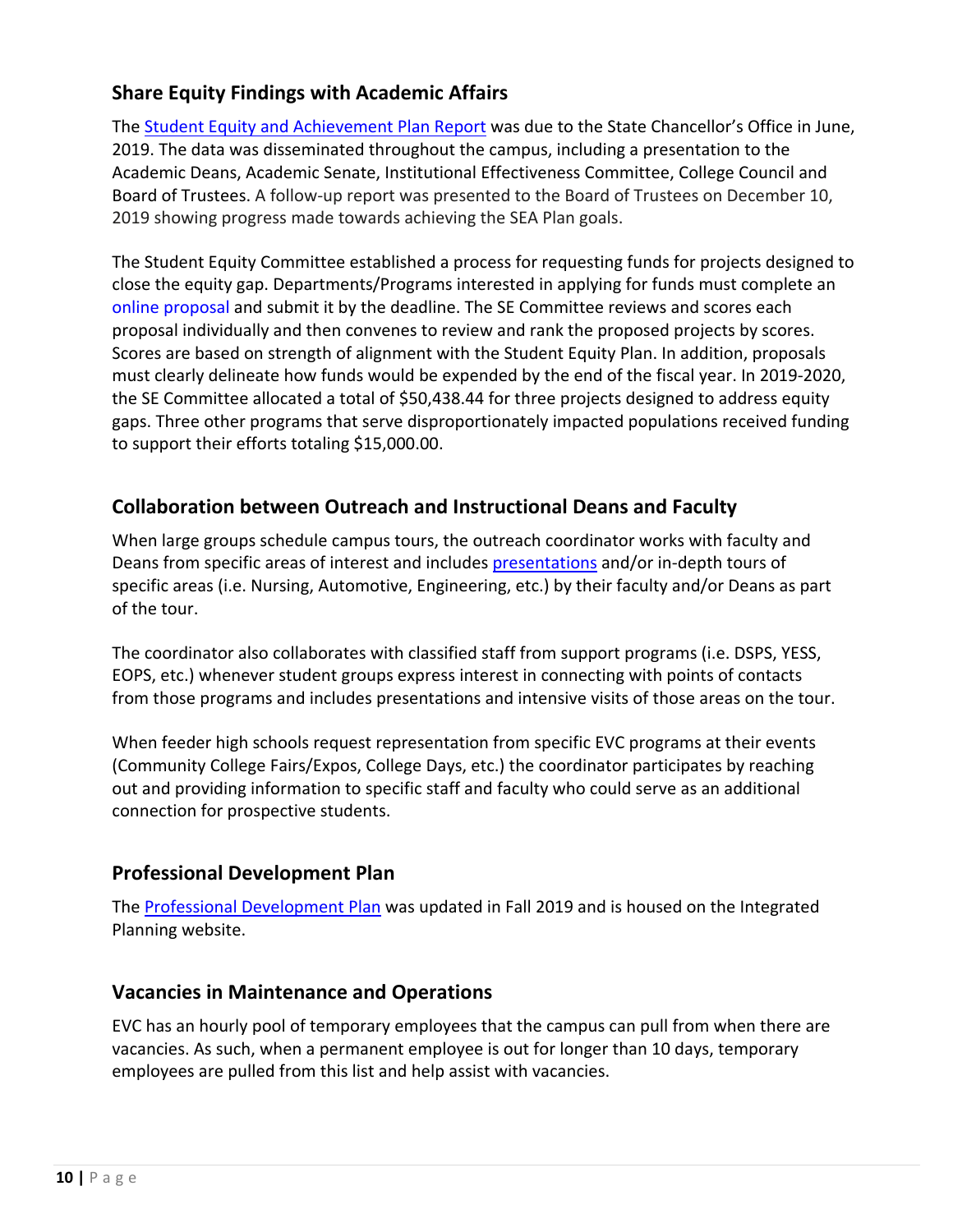## Share Equity Findings with Academic Affairs

The Student Equity and Achievement Plan Report was due to the State Chancellor's Office in June, 2019. The data was disseminated throughout the campus, including a presentation to the Academic Deans, Academic Senate, Institutional Effectiveness Committee, College Council and Board of Trustees. A follow-up report was presented to the Board of Trustees on December 10, 2019 showing progress made towards achieving the SEA Plan goals.

The Student Equity Committee established a process for requesting funds for projects designed to close the equity gap. Departments/Programs interested in applying for funds must complete an online proposal and submit it by the deadline. The SE Committee reviews and scores each proposal individually and then convenes to review and rank the proposed projects by scores. Scores are based on strength of alignment with the Student Equity Plan. In addition, proposals must clearly delineate how funds would be expended by the end of the fiscal year. In 2019-2020, the SE Committee allocated a total of $50,438.44 for three projects designed to address equity gaps. Three other programs that serve disproportionately impacted populations received funding to support their efforts totaling $15,000.00.

## Collaboration between Outreach and Instructional Deans and Faculty

When large groups schedule campus tours, the outreach coordinator works with faculty and Deans from specific areas of interest and includes presentations and/or in-depth tours of specific areas (i.e. Nursing, Automotive, Engineering, etc.) by their faculty and/or Deans as part of the tour.

The coordinator also collaborates with classified staff from support programs (i.e. DSPS, YESS, EOPS, etc.) whenever student groups express interest in connecting with points of contacts from those programs and includes presentations and intensive visits of those areas on the tour.

When feeder high schools request representation from specific EVC programs at their events (Community College Fairs/Expos, College Days, etc.) the coordinator participates by reaching out and providing information to specific staff and faculty who could serve as an additional connection for prospective students.

## Professional Development Plan

The Professional Development Plan was updated in Fall 2019 and is housed on the Integrated Planning website.

## Vacancies in Maintenance and Operations

EVC has an hourly pool of temporary employees that the campus can pull from when there are vacancies. As such, when a permanent employee is out for longer than 10 days, temporary employees are pulled from this list and help assist with vacancies.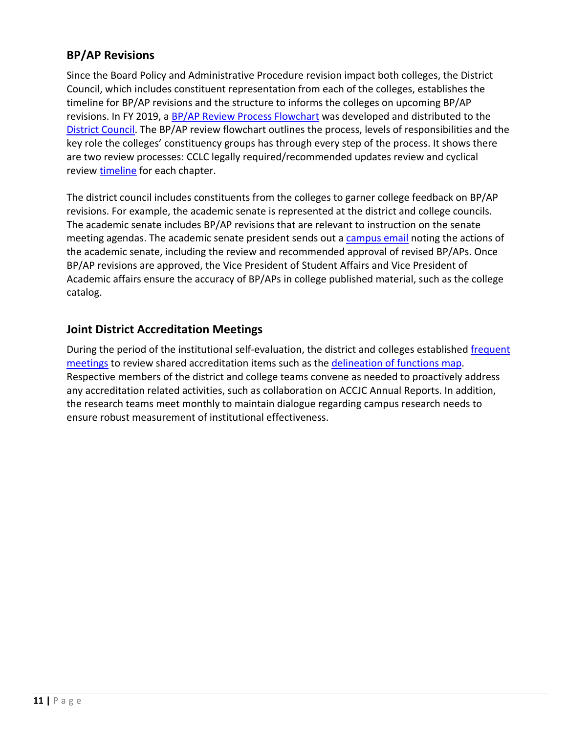## BP/AP Revisions

Since the Board Policy and Administrative Procedure revision impact both colleges, the District Council, which includes constituent representation from each of the colleges, establishes the timeline for BP/AP revisions and the structure to informs the colleges on upcoming BP/AP revisions. In FY 2019, a BP/AP Review Process Flowchart was developed and distributed to the District Council. The BP/AP review flowchart outlines the process, levels of responsibilities and the key role the colleges' constituency groups has through every step of the process. It shows there are two review processes: CCLC legally required/recommended updates review and cyclical review timeline for each chapter.

The district council includes constituents from the colleges to garner college feedback on BP/AP revisions. For example, the academic senate is represented at the district and college councils. The academic senate includes BP/AP revisions that are relevant to instruction on the senate meeting agendas. The academic senate president sends out a campus email noting the actions of the academic senate, including the review and recommended approval of revised BP/APs. Once BP/AP revisions are approved, the Vice President of Student Affairs and Vice President of Academic affairs ensure the accuracy of BP/APs in college published material, such as the college catalog.

## Joint District Accreditation Meetings

During the period of the institutional self-evaluation, the district and colleges established frequent meetings to review shared accreditation items such as the delineation of functions map. Respective members of the district and college teams convene as needed to proactively address any accreditation related activities, such as collaboration on ACCJC Annual Reports. In addition, the research teams meet monthly to maintain dialogue regarding campus research needs to ensure robust measurement of institutional effectiveness.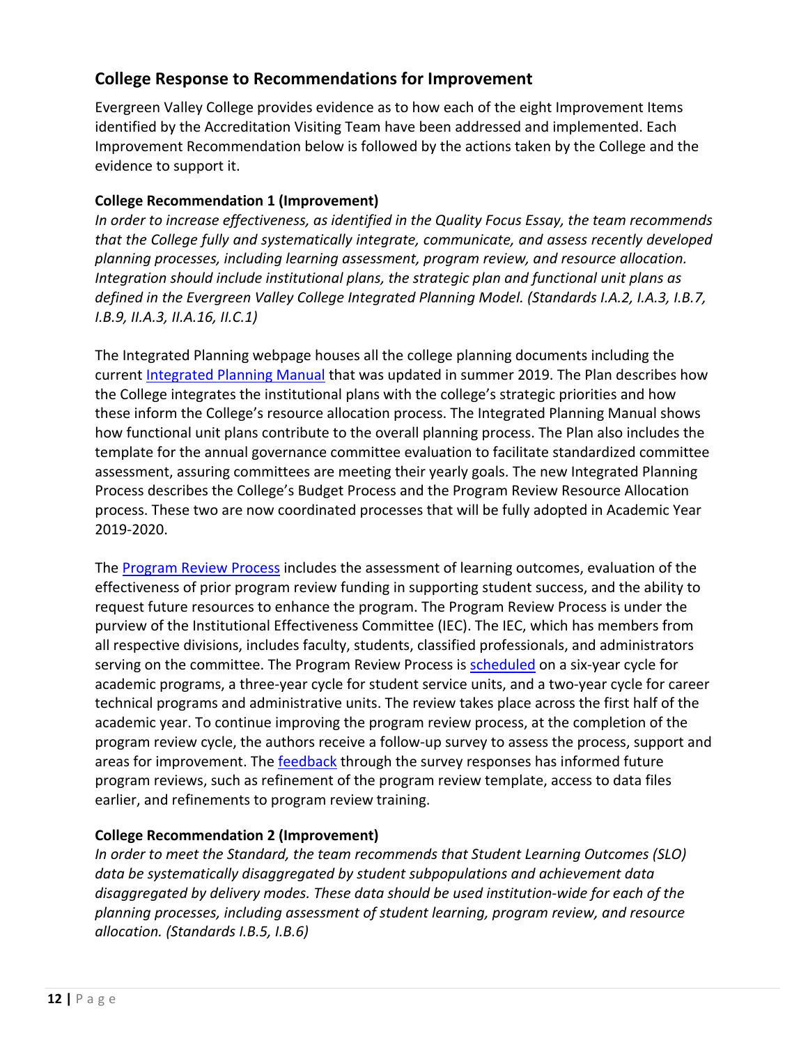## College Response to Recommendations for Improvement

Evergreen Valley College provides evidence as to how each of the eight Improvement Items identified by the Accreditation Visiting Team have been addressed and implemented. Each Improvement Recommendation below is followed by the actions taken by the College and the evidence to support it.

**College Recommendation 1 (Improvement)**

*In order to increase effectiveness, as identified in the Quality Focus Essay, the team recommends that the College fully and systematically integrate, communicate, and assess recently developed planning processes, including learning assessment, program review, and resource allocation. Integration should include institutional plans, the strategic plan and functional unit plans as defined in the Evergreen Valley College Integrated Planning Model. (Standards I.A.2, I.A.3, I.B.7, I.B.9, II.A.3, II.A.16, II.C.1)*

The Integrated Planning webpage houses all the college planning documents including the current Integrated Planning Manual that was updated in summer 2019. The Plan describes how the College integrates the institutional plans with the college's strategic priorities and how these inform the College's resource allocation process. The Integrated Planning Manual shows how functional unit plans contribute to the overall planning process. The Plan also includes the template for the annual governance committee evaluation to facilitate standardized committee assessment, assuring committees are meeting their yearly goals. The new Integrated Planning Process describes the College's Budget Process and the Program Review Resource Allocation process. These two are now coordinated processes that will be fully adopted in Academic Year 2019-2020.

The Program Review Process includes the assessment of learning outcomes, evaluation of the effectiveness of prior program review funding in supporting student success, and the ability to request future resources to enhance the program. The Program Review Process is under the purview of the Institutional Effectiveness Committee (IEC). The IEC, which has members from all respective divisions, includes faculty, students, classified professionals, and administrators serving on the committee. The Program Review Process is scheduled on a six-year cycle for academic programs, a three-year cycle for student service units, and a two-year cycle for career technical programs and administrative units. The review takes place across the first half of the academic year. To continue improving the program review process, at the completion of the program review cycle, the authors receive a follow-up survey to assess the process, support and areas for improvement. The feedback through the survey responses has informed future program reviews, such as refinement of the program review template, access to data files earlier, and refinements to program review training.

**College Recommendation 2 (Improvement)**

*In order to meet the Standard, the team recommends that Student Learning Outcomes (SLO) data be systematically disaggregated by student subpopulations and achievement data disaggregated by delivery modes. These data should be used institution-wide for each of the planning processes, including assessment of student learning, program review, and resource allocation. (Standards I.B.5, I.B.6)*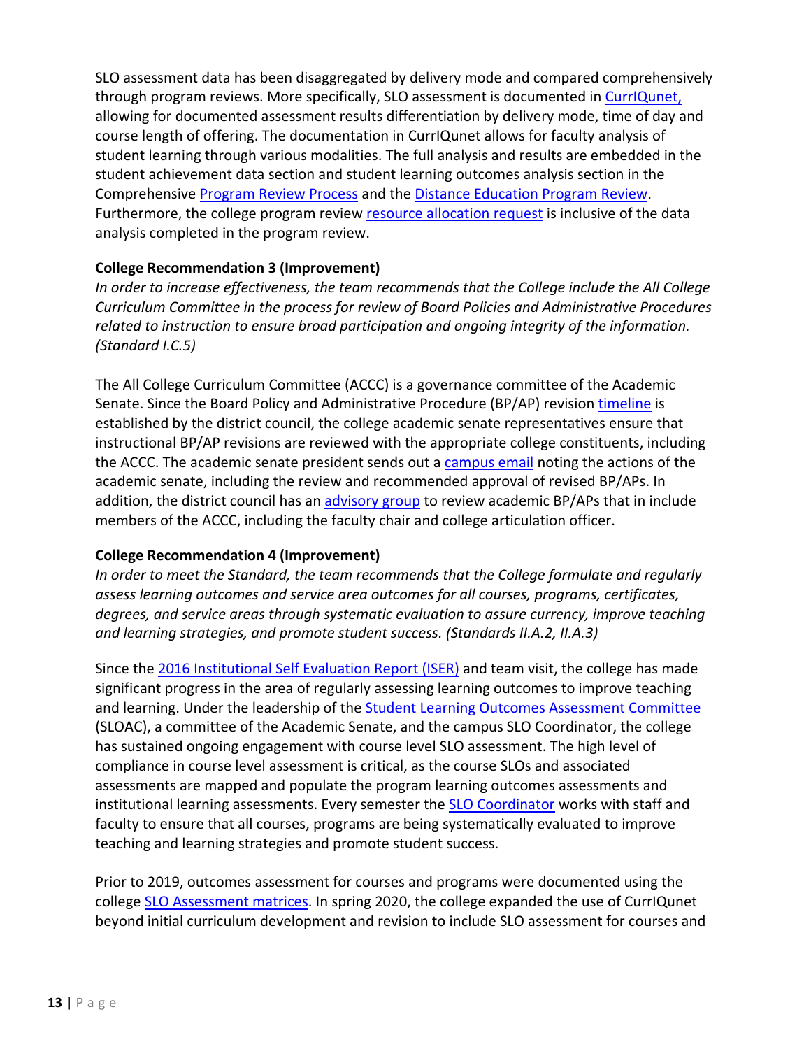SLO assessment data has been disaggregated by delivery mode and compared comprehensively through program reviews. More specifically, SLO assessment is documented in CurrIQunet, allowing for documented assessment results differentiation by delivery mode, time of day and course length of offering. The documentation in CurrIQunet allows for faculty analysis of student learning through various modalities. The full analysis and results are embedded in the student achievement data section and student learning outcomes analysis section in the Comprehensive Program Review Process and the Distance Education Program Review. Furthermore, the college program review resource allocation request is inclusive of the data analysis completed in the program review.

**College Recommendation 3 (Improvement)**

*In order to increase effectiveness, the team recommends that the College include the All College Curriculum Committee in the process for review of Board Policies and Administrative Procedures related to instruction to ensure broad participation and ongoing integrity of the information. (Standard I.C.5)*

The All College Curriculum Committee (ACCC) is a governance committee of the Academic Senate. Since the Board Policy and Administrative Procedure (BP/AP) revision timeline is established by the district council, the college academic senate representatives ensure that instructional BP/AP revisions are reviewed with the appropriate college constituents, including the ACCC. The academic senate president sends out a campus email noting the actions of the academic senate, including the review and recommended approval of revised BP/APs. In addition, the district council has an advisory group to review academic BP/APs that in include members of the ACCC, including the faculty chair and college articulation officer.

**College Recommendation 4 (Improvement)**

*In order to meet the Standard, the team recommends that the College formulate and regularly assess learning outcomes and service area outcomes for all courses, programs, certificates, degrees, and service areas through systematic evaluation to assure currency, improve teaching and learning strategies, and promote student success. (Standards II.A.2, II.A.3)*

Since the 2016 Institutional Self Evaluation Report (ISER) and team visit, the college has made significant progress in the area of regularly assessing learning outcomes to improve teaching and learning. Under the leadership of the Student Learning Outcomes Assessment Committee (SLOAC), a committee of the Academic Senate, and the campus SLO Coordinator, the college has sustained ongoing engagement with course level SLO assessment. The high level of compliance in course level assessment is critical, as the course SLOs and associated assessments are mapped and populate the program learning outcomes assessments and institutional learning assessments. Every semester the SLO Coordinator works with staff and faculty to ensure that all courses, programs are being systematically evaluated to improve teaching and learning strategies and promote student success.

Prior to 2019, outcomes assessment for courses and programs were documented using the college SLO Assessment matrices. In spring 2020, the college expanded the use of CurrIQunet beyond initial curriculum development and revision to include SLO assessment for courses and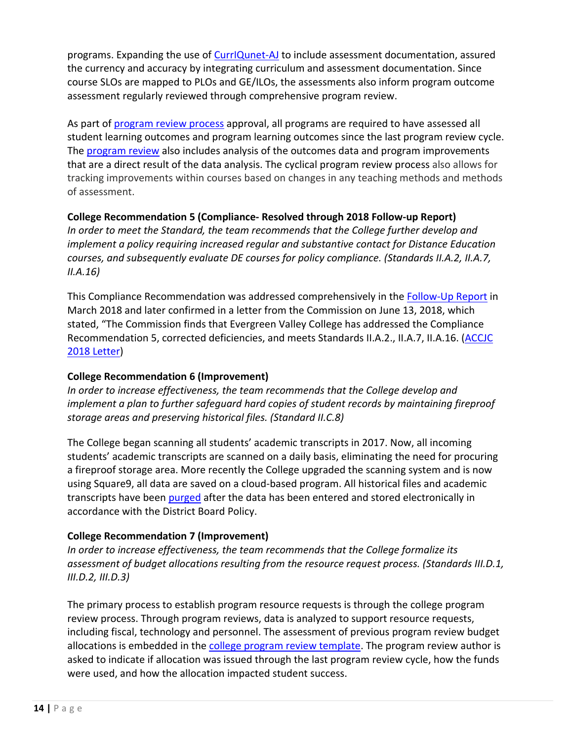programs. Expanding the use of CurrIQunet-AJ to include assessment documentation, assured the currency and accuracy by integrating curriculum and assessment documentation. Since course SLOs are mapped to PLOs and GE/ILOs, the assessments also inform program outcome assessment regularly reviewed through comprehensive program review.

As part of program review process approval, all programs are required to have assessed all student learning outcomes and program learning outcomes since the last program review cycle. The program review also includes analysis of the outcomes data and program improvements that are a direct result of the data analysis. The cyclical program review process also allows for tracking improvements within courses based on changes in any teaching methods and methods of assessment.

**College Recommendation 5 (Compliance- Resolved through 2018 Follow-up Report)**

*In order to meet the Standard, the team recommends that the College further develop and implement a policy requiring increased regular and substantive contact for Distance Education courses, and subsequently evaluate DE courses for policy compliance. (Standards II.A.2, II.A.7, II.A.16)*

This Compliance Recommendation was addressed comprehensively in the Follow-Up Report in March 2018 and later confirmed in a letter from the Commission on June 13, 2018, which stated, "The Commission finds that Evergreen Valley College has addressed the Compliance Recommendation 5, corrected deficiencies, and meets Standards II.A.2., II.A.7, II.A.16. (ACCJC 2018 Letter)

**College Recommendation 6 (Improvement)**

*In order to increase effectiveness, the team recommends that the College develop and implement a plan to further safeguard hard copies of student records by maintaining fireproof storage areas and preserving historical files. (Standard II.C.8)*

The College began scanning all students' academic transcripts in 2017. Now, all incoming students' academic transcripts are scanned on a daily basis, eliminating the need for procuring a fireproof storage area. More recently the College upgraded the scanning system and is now using Square9, all data are saved on a cloud-based program. All historical files and academic transcripts have been purged after the data has been entered and stored electronically in accordance with the District Board Policy.

**College Recommendation 7 (Improvement)**

*In order to increase effectiveness, the team recommends that the College formalize its assessment of budget allocations resulting from the resource request process. (Standards III.D.1, III.D.2, III.D.3)*

The primary process to establish program resource requests is through the college program review process. Through program reviews, data is analyzed to support resource requests, including fiscal, technology and personnel. The assessment of previous program review budget allocations is embedded in the college program review template. The program review author is asked to indicate if allocation was issued through the last program review cycle, how the funds were used, and how the allocation impacted student success.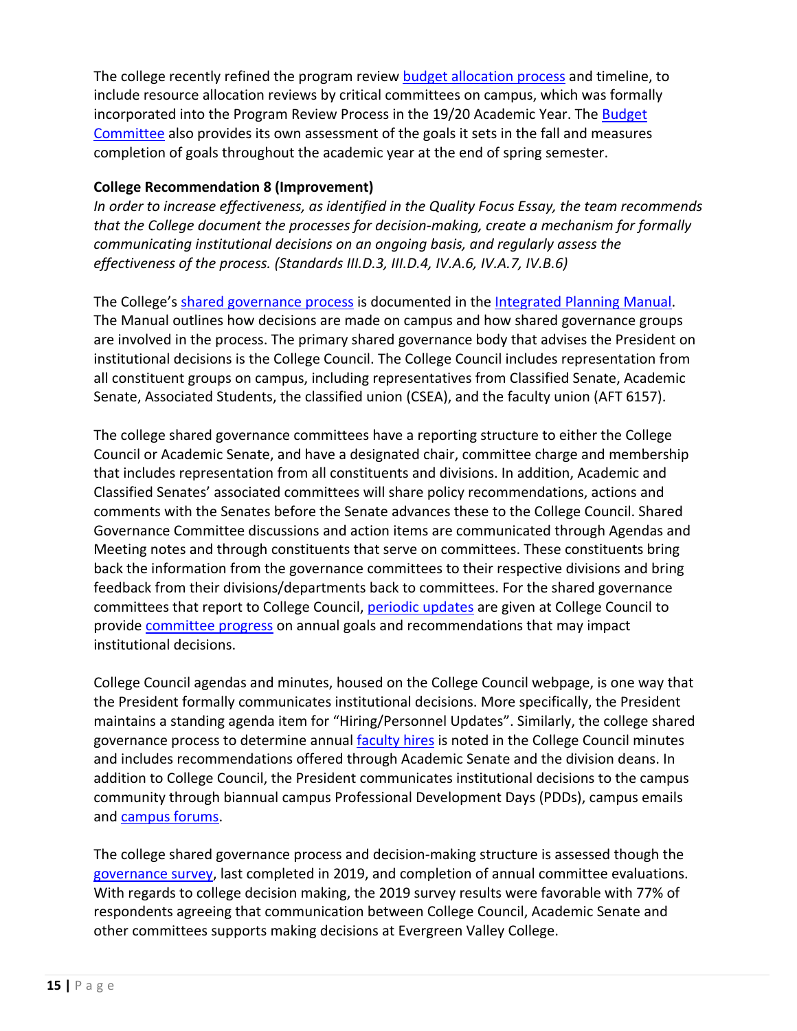The college recently refined the program review budget allocation process and timeline, to include resource allocation reviews by critical committees on campus, which was formally incorporated into the Program Review Process in the 19/20 Academic Year. The Budget Committee also provides its own assessment of the goals it sets in the fall and measures completion of goals throughout the academic year at the end of spring semester.

**College Recommendation 8 (Improvement)**

*In order to increase effectiveness, as identified in the Quality Focus Essay, the team recommends that the College document the processes for decision-making, create a mechanism for formally communicating institutional decisions on an ongoing basis, and regularly assess the effectiveness of the process. (Standards III.D.3, III.D.4, IV.A.6, IV.A.7, IV.B.6)*

The College's shared governance process is documented in the Integrated Planning Manual. The Manual outlines how decisions are made on campus and how shared governance groups are involved in the process. The primary shared governance body that advises the President on institutional decisions is the College Council. The College Council includes representation from all constituent groups on campus, including representatives from Classified Senate, Academic Senate, Associated Students, the classified union (CSEA), and the faculty union (AFT 6157).

The college shared governance committees have a reporting structure to either the College Council or Academic Senate, and have a designated chair, committee charge and membership that includes representation from all constituents and divisions. In addition, Academic and Classified Senates' associated committees will share policy recommendations, actions and comments with the Senates before the Senate advances these to the College Council. Shared Governance Committee discussions and action items are communicated through Agendas and Meeting notes and through constituents that serve on committees. These constituents bring back the information from the governance committees to their respective divisions and bring feedback from their divisions/departments back to committees. For the shared governance committees that report to College Council, periodic updates are given at College Council to provide committee progress on annual goals and recommendations that may impact institutional decisions.

College Council agendas and minutes, housed on the College Council webpage, is one way that the President formally communicates institutional decisions. More specifically, the President maintains a standing agenda item for "Hiring/Personnel Updates". Similarly, the college shared governance process to determine annual faculty hires is noted in the College Council minutes and includes recommendations offered through Academic Senate and the division deans. In addition to College Council, the President communicates institutional decisions to the campus community through biannual campus Professional Development Days (PDDs), campus emails and campus forums.

The college shared governance process and decision-making structure is assessed though the governance survey, last completed in 2019, and completion of annual committee evaluations. With regards to college decision making, the 2019 survey results were favorable with 77% of respondents agreeing that communication between College Council, Academic Senate and other committees supports making decisions at Evergreen Valley College.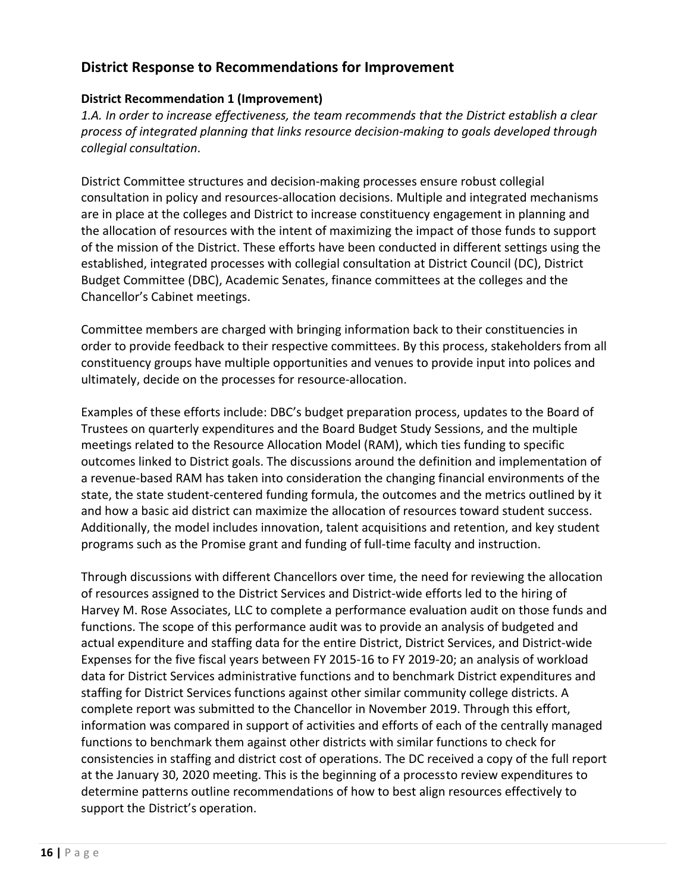## District Response to Recommendations for Improvement

### District Recommendation 1 (Improvement)

*1.A. In order to increase effectiveness, the team recommends that the District establish a clear process of integrated planning that links resource decision-making to goals developed through collegial consultation*.

District Committee structures and decision-making processes ensure robust collegial consultation in policy and resources-allocation decisions. Multiple and integrated mechanisms are in place at the colleges and District to increase constituency engagement in planning and the allocation of resources with the intent of maximizing the impact of those funds to support of the mission of the District. These efforts have been conducted in different settings using the established, integrated processes with collegial consultation at District Council (DC), District Budget Committee (DBC), Academic Senates, finance committees at the colleges and the Chancellor's Cabinet meetings.

Committee members are charged with bringing information back to their constituencies in order to provide feedback to their respective committees. By this process, stakeholders from all constituency groups have multiple opportunities and venues to provide input into polices and ultimately, decide on the processes for resource-allocation.

Examples of these efforts include: DBC's budget preparation process, updates to the Board of Trustees on quarterly expenditures and the Board Budget Study Sessions, and the multiple meetings related to the Resource Allocation Model (RAM), which ties funding to specific outcomes linked to District goals. The discussions around the definition and implementation of a revenue-based RAM has taken into consideration the changing financial environments of the state, the state student-centered funding formula, the outcomes and the metrics outlined by it and how a basic aid district can maximize the allocation of resources toward student success. Additionally, the model includes innovation, talent acquisitions and retention, and key student programs such as the Promise grant and funding of full-time faculty and instruction.

Through discussions with different Chancellors over time, the need for reviewing the allocation of resources assigned to the District Services and District-wide efforts led to the hiring of Harvey M. Rose Associates, LLC to complete a performance evaluation audit on those funds and functions. The scope of this performance audit was to provide an analysis of budgeted and actual expenditure and staffing data for the entire District, District Services, and District-wide Expenses for the five fiscal years between FY 2015-16 to FY 2019-20; an analysis of workload data for District Services administrative functions and to benchmark District expenditures and staffing for District Services functions against other similar community college districts. A complete report was submitted to the Chancellor in November 2019. Through this effort, information was compared in support of activities and efforts of each of the centrally managed functions to benchmark them against other districts with similar functions to check for consistencies in staffing and district cost of operations. The DC received a copy of the full report at the January 30, 2020 meeting. This is the beginning of a processto review expenditures to determine patterns outline recommendations of how to best align resources effectively to support the District's operation.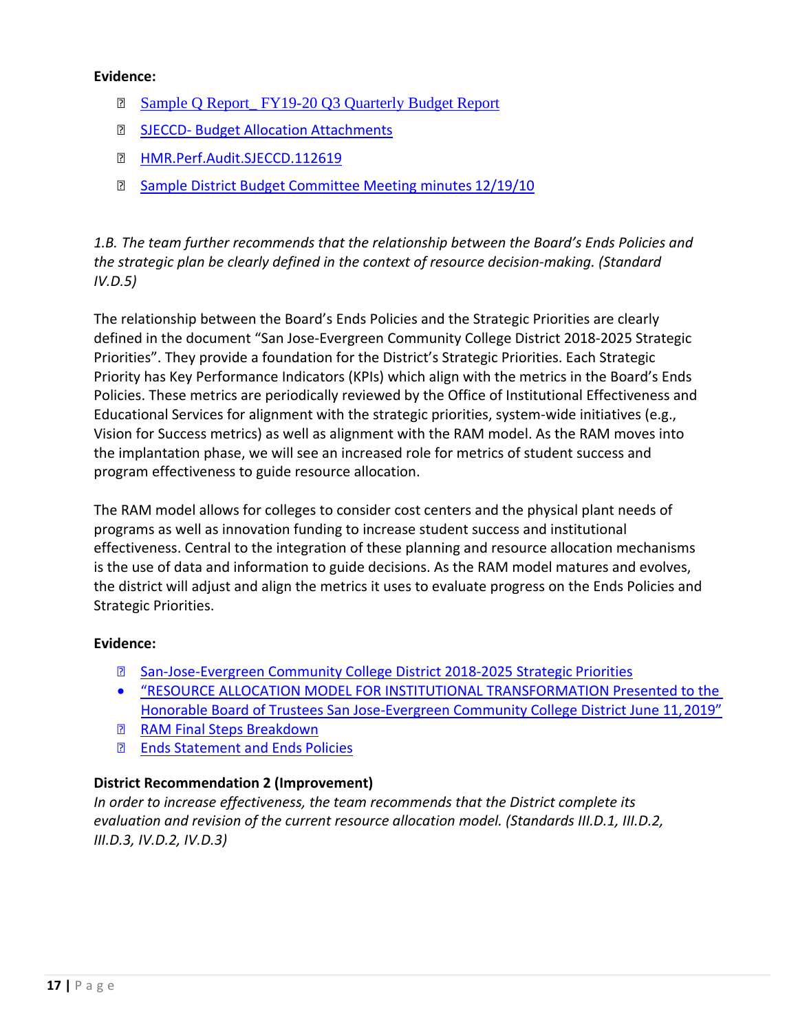**Evidence:**

- Sample Q Report_ FY19-20 Q3 Quarterly Budget Report
- SJECCD- Budget Allocation Attachments
- HMR.Perf.Audit.SJECCD.112619
- Sample District Budget Committee Meeting minutes 12/19/10

*1.B. The team further recommends that the relationship between the Board's Ends Policies and the strategic plan be clearly defined in the context of resource decision-making. (Standard IV.D.5)*

The relationship between the Board's Ends Policies and the Strategic Priorities are clearly defined in the document "San Jose-Evergreen Community College District 2018-2025 Strategic Priorities". They provide a foundation for the District's Strategic Priorities. Each Strategic Priority has Key Performance Indicators (KPIs) which align with the metrics in the Board's Ends Policies. These metrics are periodically reviewed by the Office of Institutional Effectiveness and Educational Services for alignment with the strategic priorities, system-wide initiatives (e.g., Vision for Success metrics) as well as alignment with the RAM model. As the RAM moves into the implantation phase, we will see an increased role for metrics of student success and program effectiveness to guide resource allocation.

The RAM model allows for colleges to consider cost centers and the physical plant needs of programs as well as innovation funding to increase student success and institutional effectiveness. Central to the integration of these planning and resource allocation mechanisms is the use of data and information to guide decisions. As the RAM model matures and evolves, the district will adjust and align the metrics it uses to evaluate progress on the Ends Policies and Strategic Priorities.

**Evidence:**

- San-Jose-Evergreen Community College District 2018-2025 Strategic Priorities
- "RESOURCE ALLOCATION MODEL FOR INSTITUTIONAL TRANSFORMATION Presented to the Honorable Board of Trustees San Jose-Evergreen Community College District June 11, 2019"
- RAM Final Steps Breakdown
- Ends Statement and Ends Policies

**District Recommendation 2 (Improvement)**

*In order to increase effectiveness, the team recommends that the District complete its evaluation and revision of the current resource allocation model. (Standards III.D.1, III.D.2, III.D.3, IV.D.2, IV.D.3)*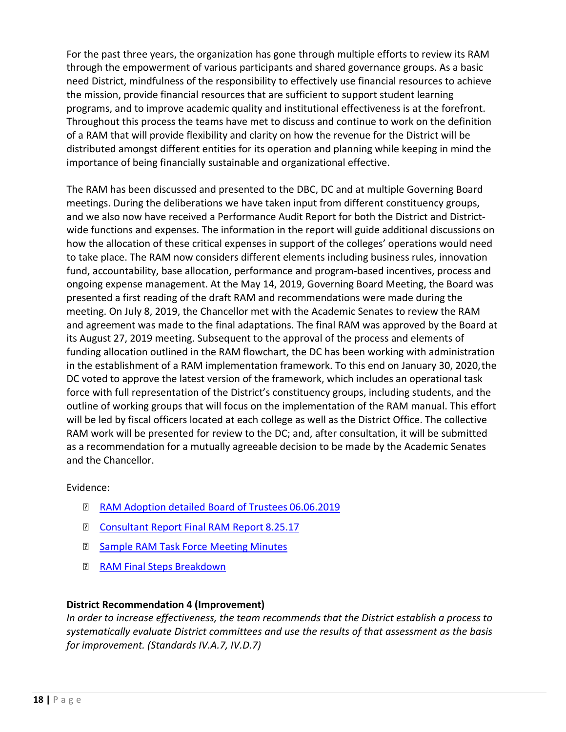For the past three years, the organization has gone through multiple efforts to review its RAM through the empowerment of various participants and shared governance groups. As a basic need District, mindfulness of the responsibility to effectively use financial resources to achieve the mission, provide financial resources that are sufficient to support student learning programs, and to improve academic quality and institutional effectiveness is at the forefront. Throughout this process the teams have met to discuss and continue to work on the definition of a RAM that will provide flexibility and clarity on how the revenue for the District will be distributed amongst different entities for its operation and planning while keeping in mind the importance of being financially sustainable and organizational effective.

The RAM has been discussed and presented to the DBC, DC and at multiple Governing Board meetings. During the deliberations we have taken input from different constituency groups, and we also now have received a Performance Audit Report for both the District and District-wide functions and expenses. The information in the report will guide additional discussions on how the allocation of these critical expenses in support of the colleges' operations would need to take place. The RAM now considers different elements including business rules, innovation fund, accountability, base allocation, performance and program-based incentives, process and ongoing expense management. At the May 14, 2019, Governing Board Meeting, the Board was presented a first reading of the draft RAM and recommendations were made during the meeting. On July 8, 2019, the Chancellor met with the Academic Senates to review the RAM and agreement was made to the final adaptations. The final RAM was approved by the Board at its August 27, 2019 meeting. Subsequent to the approval of the process and elements of funding allocation outlined in the RAM flowchart, the DC has been working with administration in the establishment of a RAM implementation framework. To this end on January 30, 2020, the DC voted to approve the latest version of the framework, which includes an operational task force with full representation of the District's constituency groups, including students, and the outline of working groups that will focus on the implementation of the RAM manual. This effort will be led by fiscal officers located at each college as well as the District Office. The collective RAM work will be presented for review to the DC; and, after consultation, it will be submitted as a recommendation for a mutually agreeable decision to be made by the Academic Senates and the Chancellor.

Evidence:

- RAM Adoption detailed Board of Trustees 06.06.2019
- Consultant Report Final RAM Report 8.25.17
- Sample RAM Task Force Meeting Minutes
- RAM Final Steps Breakdown

**District Recommendation 4 (Improvement)**

*In order to increase effectiveness, the team recommends that the District establish a process to systematically evaluate District committees and use the results of that assessment as the basis for improvement. (Standards IV.A.7, IV.D.7)*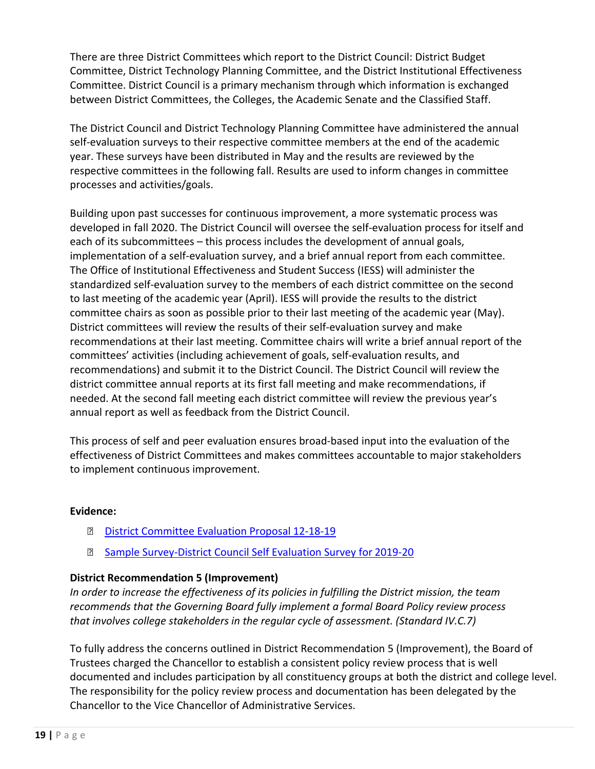There are three District Committees which report to the District Council: District Budget Committee, District Technology Planning Committee, and the District Institutional Effectiveness Committee. District Council is a primary mechanism through which information is exchanged between District Committees, the Colleges, the Academic Senate and the Classified Staff.

The District Council and District Technology Planning Committee have administered the annual self-evaluation surveys to their respective committee members at the end of the academic year. These surveys have been distributed in May and the results are reviewed by the respective committees in the following fall. Results are used to inform changes in committee processes and activities/goals.

Building upon past successes for continuous improvement, a more systematic process was developed in fall 2020. The District Council will oversee the self-evaluation process for itself and each of its subcommittees – this process includes the development of annual goals, implementation of a self-evaluation survey, and a brief annual report from each committee. The Office of Institutional Effectiveness and Student Success (IESS) will administer the standardized self-evaluation survey to the members of each district committee on the second to last meeting of the academic year (April). IESS will provide the results to the district committee chairs as soon as possible prior to their last meeting of the academic year (May). District committees will review the results of their self-evaluation survey and make recommendations at their last meeting. Committee chairs will write a brief annual report of the committees' activities (including achievement of goals, self-evaluation results, and recommendations) and submit it to the District Council. The District Council will review the district committee annual reports at its first fall meeting and make recommendations, if needed. At the second fall meeting each district committee will review the previous year's annual report as well as feedback from the District Council.

This process of self and peer evaluation ensures broad-based input into the evaluation of the effectiveness of District Committees and makes committees accountable to major stakeholders to implement continuous improvement.

**Evidence:**

- District Committee Evaluation Proposal 12-18-19
- Sample Survey-District Council Self Evaluation Survey for 2019-20

**District Recommendation 5 (Improvement)**

*In order to increase the effectiveness of its policies in fulfilling the District mission, the team recommends that the Governing Board fully implement a formal Board Policy review process that involves college stakeholders in the regular cycle of assessment. (Standard IV.C.7)*

To fully address the concerns outlined in District Recommendation 5 (Improvement), the Board of Trustees charged the Chancellor to establish a consistent policy review process that is well documented and includes participation by all constituency groups at both the district and college level. The responsibility for the policy review process and documentation has been delegated by the Chancellor to the Vice Chancellor of Administrative Services.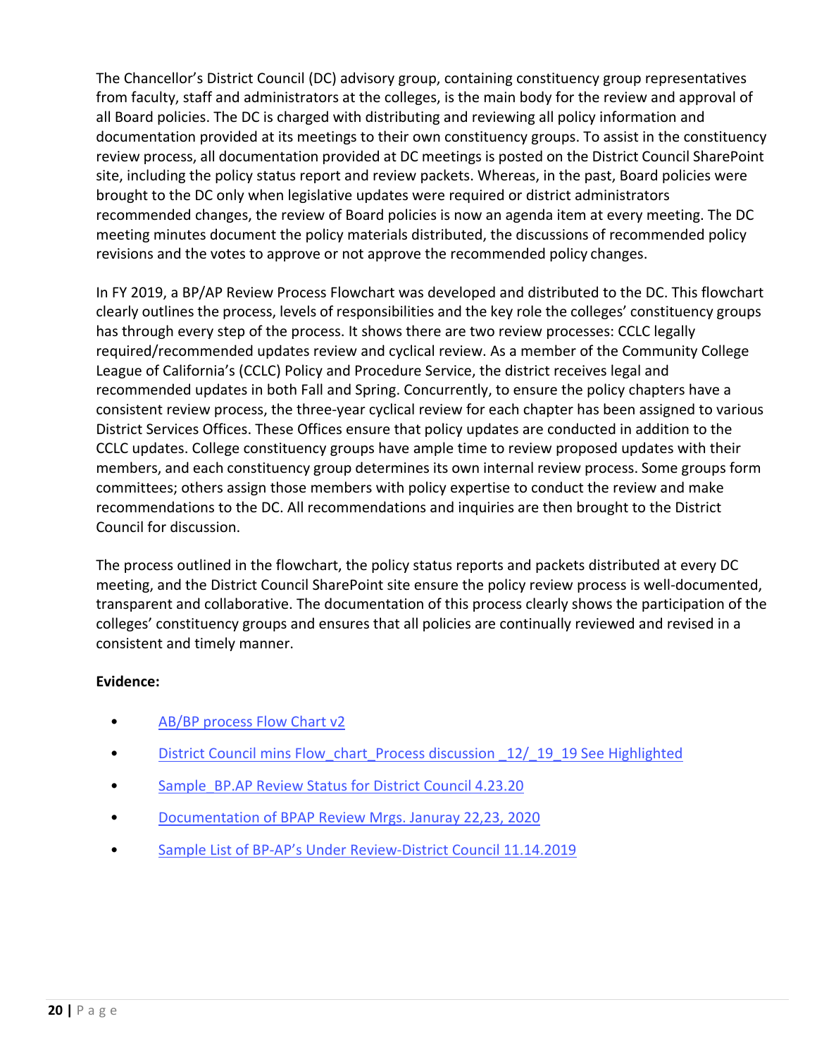The Chancellor's District Council (DC) advisory group, containing constituency group representatives from faculty, staff and administrators at the colleges, is the main body for the review and approval of all Board policies. The DC is charged with distributing and reviewing all policy information and documentation provided at its meetings to their own constituency groups. To assist in the constituency review process, all documentation provided at DC meetings is posted on the District Council SharePoint site, including the policy status report and review packets. Whereas, in the past, Board policies were brought to the DC only when legislative updates were required or district administrators recommended changes, the review of Board policies is now an agenda item at every meeting. The DC meeting minutes document the policy materials distributed, the discussions of recommended policy revisions and the votes to approve or not approve the recommended policy changes.

In FY 2019, a BP/AP Review Process Flowchart was developed and distributed to the DC. This flowchart clearly outlines the process, levels of responsibilities and the key role the colleges' constituency groups has through every step of the process. It shows there are two review processes: CCLC legally required/recommended updates review and cyclical review. As a member of the Community College League of California's (CCLC) Policy and Procedure Service, the district receives legal and recommended updates in both Fall and Spring. Concurrently, to ensure the policy chapters have a consistent review process, the three-year cyclical review for each chapter has been assigned to various District Services Offices. These Offices ensure that policy updates are conducted in addition to the CCLC updates. College constituency groups have ample time to review proposed updates with their members, and each constituency group determines its own internal review process. Some groups form committees; others assign those members with policy expertise to conduct the review and make recommendations to the DC. All recommendations and inquiries are then brought to the District Council for discussion.

The process outlined in the flowchart, the policy status reports and packets distributed at every DC meeting, and the District Council SharePoint site ensure the policy review process is well-documented, transparent and collaborative. The documentation of this process clearly shows the participation of the colleges' constituency groups and ensures that all policies are continually reviewed and revised in a consistent and timely manner.

**Evidence:**

- AB/BP process Flow Chart v2
- District Council mins Flow_chart_Process discussion _12/_19_19 See Highlighted
- Sample_BP.AP Review Status for District Council 4.23.20
- Documentation of BPAP Review Mrgs. Januray 22,23, 2020
- Sample List of BP-AP's Under Review-District Council 11.14.2019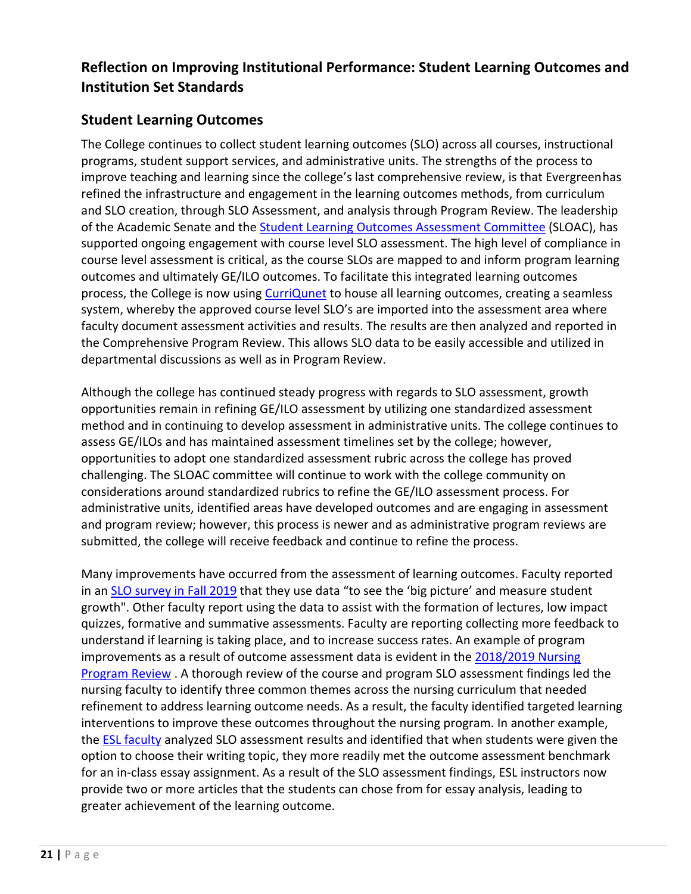## Reflection on Improving Institutional Performance: Student Learning Outcomes and Institution Set Standards

### Student Learning Outcomes

The College continues to collect student learning outcomes (SLO) across all courses, instructional programs, student support services, and administrative units. The strengths of the process to improve teaching and learning since the college's last comprehensive review, is that Evergreen has refined the infrastructure and engagement in the learning outcomes methods, from curriculum and SLO creation, through SLO Assessment, and analysis through Program Review. The leadership of the Academic Senate and the Student Learning Outcomes Assessment Committee (SLOAC), has supported ongoing engagement with course level SLO assessment. The high level of compliance in course level assessment is critical, as the course SLOs are mapped to and inform program learning outcomes and ultimately GE/ILO outcomes. To facilitate this integrated learning outcomes process, the College is now using CurriQunet to house all learning outcomes, creating a seamless system, whereby the approved course level SLO's are imported into the assessment area where faculty document assessment activities and results. The results are then analyzed and reported in the Comprehensive Program Review. This allows SLO data to be easily accessible and utilized in departmental discussions as well as in Program Review.

Although the college has continued steady progress with regards to SLO assessment, growth opportunities remain in refining GE/ILO assessment by utilizing one standardized assessment method and in continuing to develop assessment in administrative units. The college continues to assess GE/ILOs and has maintained assessment timelines set by the college; however, opportunities to adopt one standardized assessment rubric across the college has proved challenging. The SLOAC committee will continue to work with the college community on considerations around standardized rubrics to refine the GE/ILO assessment process. For administrative units, identified areas have developed outcomes and are engaging in assessment and program review; however, this process is newer and as administrative program reviews are submitted, the college will receive feedback and continue to refine the process.

Many improvements have occurred from the assessment of learning outcomes. Faculty reported in an SLO survey in Fall 2019 that they use data "to see the 'big picture' and measure student growth". Other faculty report using the data to assist with the formation of lectures, low impact quizzes, formative and summative assessments. Faculty are reporting collecting more feedback to understand if learning is taking place, and to increase success rates. An example of program improvements as a result of outcome assessment data is evident in the 2018/2019 Nursing Program Review . A thorough review of the course and program SLO assessment findings led the nursing faculty to identify three common themes across the nursing curriculum that needed refinement to address learning outcome needs. As a result, the faculty identified targeted learning interventions to improve these outcomes throughout the nursing program. In another example, the ESL faculty analyzed SLO assessment results and identified that when students were given the option to choose their writing topic, they more readily met the outcome assessment benchmark for an in-class essay assignment. As a result of the SLO assessment findings, ESL instructors now provide two or more articles that the students can chose from for essay analysis, leading to greater achievement of the learning outcome.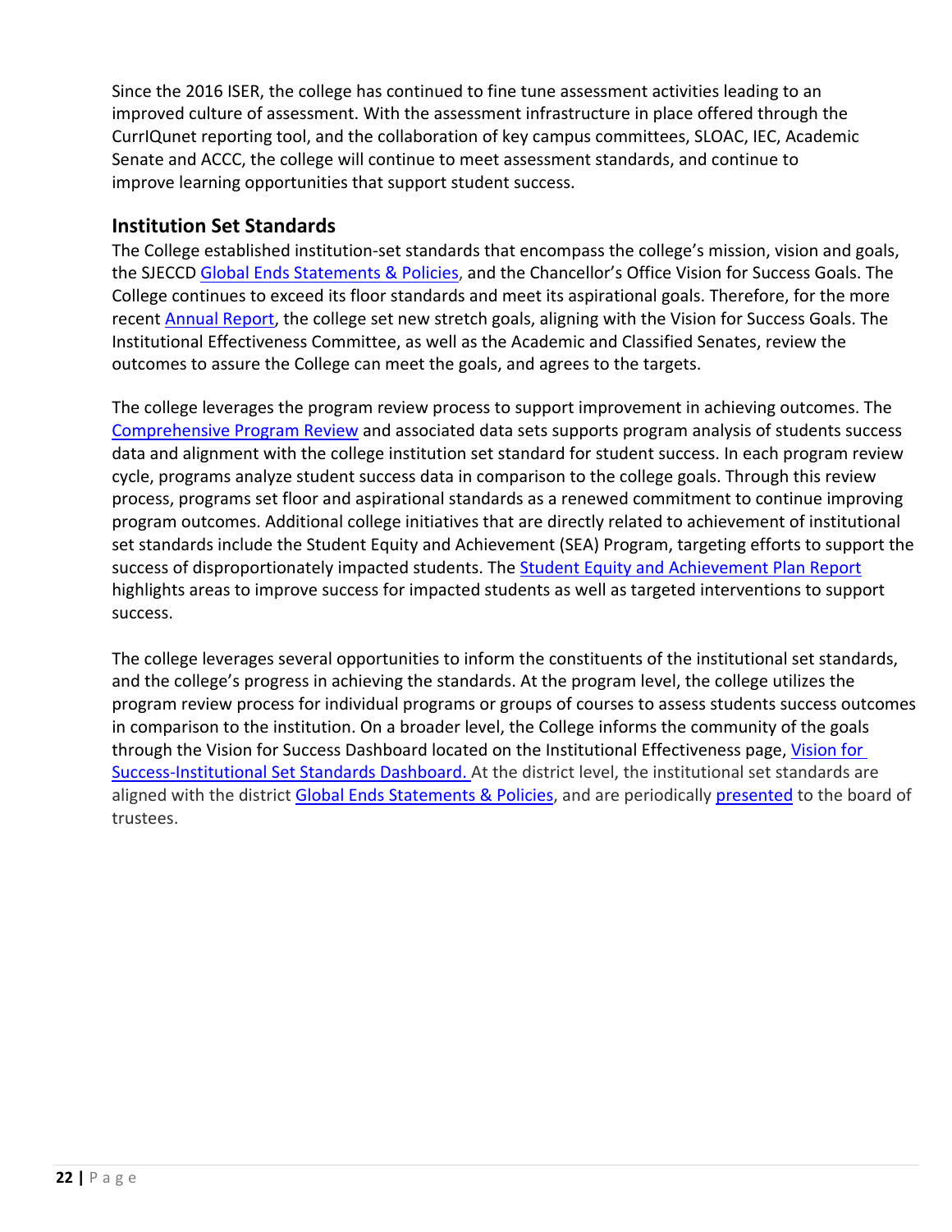Since the 2016 ISER, the college has continued to fine tune assessment activities leading to an improved culture of assessment. With the assessment infrastructure in place offered through the CurrIQunet reporting tool, and the collaboration of key campus committees, SLOAC, IEC, Academic Senate and ACCC, the college will continue to meet assessment standards, and continue to improve learning opportunities that support student success.

## Institution Set Standards

The College established institution-set standards that encompass the college's mission, vision and goals, the SJECCD Global Ends Statements & Policies, and the Chancellor's Office Vision for Success Goals. The College continues to exceed its floor standards and meet its aspirational goals. Therefore, for the more recent Annual Report, the college set new stretch goals, aligning with the Vision for Success Goals. The Institutional Effectiveness Committee, as well as the Academic and Classified Senates, review the outcomes to assure the College can meet the goals, and agrees to the targets.

The college leverages the program review process to support improvement in achieving outcomes. The Comprehensive Program Review and associated data sets supports program analysis of students success data and alignment with the college institution set standard for student success. In each program review cycle, programs analyze student success data in comparison to the college goals. Through this review process, programs set floor and aspirational standards as a renewed commitment to continue improving program outcomes. Additional college initiatives that are directly related to achievement of institutional set standards include the Student Equity and Achievement (SEA) Program, targeting efforts to support the success of disproportionately impacted students. The Student Equity and Achievement Plan Report highlights areas to improve success for impacted students as well as targeted interventions to support success.

The college leverages several opportunities to inform the constituents of the institutional set standards, and the college's progress in achieving the standards. At the program level, the college utilizes the program review process for individual programs or groups of courses to assess students success outcomes in comparison to the institution. On a broader level, the College informs the community of the goals through the Vision for Success Dashboard located on the Institutional Effectiveness page, Vision for Success-Institutional Set Standards Dashboard. At the district level, the institutional set standards are aligned with the district Global Ends Statements & Policies, and are periodically presented to the board of trustees.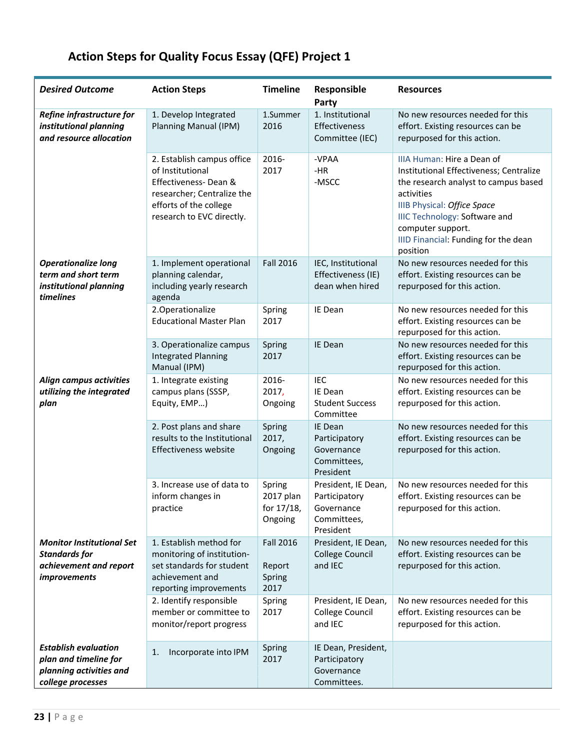## Action Steps for Quality Focus Essay (QFE) Project 1

| *Desired Outcome* | Action Steps | Timeline | Responsible Party | Resources |
|---|---|---|---|---|
| ***Refine infrastructure for institutional planning and resource allocation*** | 1. Develop Integrated Planning Manual (IPM) | 1.Summer 2016 | 1. Institutional Effectiveness Committee (IEC) | No new resources needed for this effort. Existing resources can be repurposed for this action. |
| | 2. Establish campus office of Institutional Effectiveness- Dean & researcher; Centralize the efforts of the college research to EVC directly. | 2016-2017 | -VPAA<br>-HR<br>-MSCC | IIIA Human: Hire a Dean of Institutional Effectiveness; Centralize the research analyst to campus based activities<br>IIIB Physical: *Office Space*<br>IIIC Technology: Software and computer support.<br>IIID Financial: Funding for the dean position |
| ***Operationalize long term and short term institutional planning timelines*** | 1. Implement operational planning calendar, including yearly research agenda | Fall 2016 | IEC, Institutional Effectiveness (IE) dean when hired | No new resources needed for this effort. Existing resources can be repurposed for this action. |
| | 2.Operationalize Educational Master Plan | Spring 2017 | IE Dean | No new resources needed for this effort. Existing resources can be repurposed for this action. |
| | 3. Operationalize campus Integrated Planning Manual (IPM) | Spring 2017 | IE Dean | No new resources needed for this effort. Existing resources can be repurposed for this action. |
| ***Align campus activities utilizing the integrated plan*** | 1. Integrate existing campus plans (SSSP, Equity, EMP…) | 2016-2017, Ongoing | IEC<br>IE Dean<br>Student Success Committee | No new resources needed for this effort. Existing resources can be repurposed for this action. |
| | 2. Post plans and share results to the Institutional Effectiveness website | Spring 2017, Ongoing | IE Dean<br>Participatory Governance Committees, President | No new resources needed for this effort. Existing resources can be repurposed for this action. |
| | 3. Increase use of data to inform changes in practice | Spring 2017 plan for 17/18, Ongoing | President, IE Dean, Participatory Governance Committees, President | No new resources needed for this effort. Existing resources can be repurposed for this action. |
| ***Monitor Institutional Set Standards for achievement and report improvements*** | 1. Establish method for monitoring of institution-set standards for student achievement and reporting improvements | Fall 2016<br><br>Report Spring 2017 | President, IE Dean, College Council and IEC | No new resources needed for this effort. Existing resources can be repurposed for this action. |
| | 2. Identify responsible member or committee to monitor/report progress | Spring 2017 | President, IE Dean, College Council and IEC | No new resources needed for this effort. Existing resources can be repurposed for this action. |
| ***Establish evaluation plan and timeline for planning activities and college processes*** | 1. Incorporate into IPM | Spring 2017 | IE Dean, President, Participatory Governance Committees. | |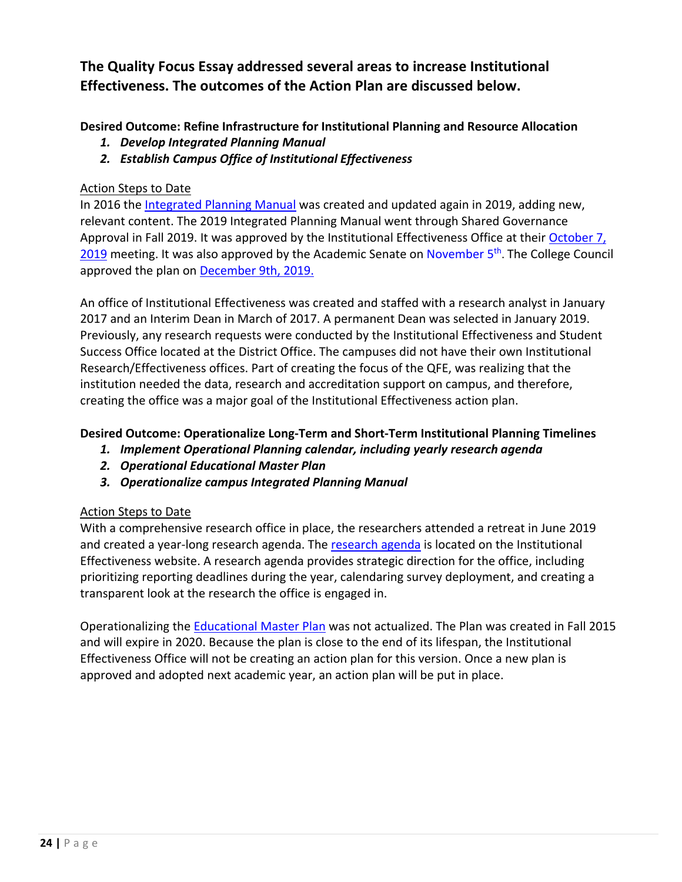## The Quality Focus Essay addressed several areas to increase Institutional Effectiveness. The outcomes of the Action Plan are discussed below.

**Desired Outcome: Refine Infrastructure for Institutional Planning and Resource Allocation**

1. ***Develop Integrated Planning Manual***
2. ***Establish Campus Office of Institutional Effectiveness***

Action Steps to Date

In 2016 the Integrated Planning Manual was created and updated again in 2019, adding new, relevant content. The 2019 Integrated Planning Manual went through Shared Governance Approval in Fall 2019. It was approved by the Institutional Effectiveness Office at their October 7, 2019 meeting. It was also approved by the Academic Senate on November 5th. The College Council approved the plan on December 9th, 2019.

An office of Institutional Effectiveness was created and staffed with a research analyst in January 2017 and an Interim Dean in March of 2017. A permanent Dean was selected in January 2019. Previously, any research requests were conducted by the Institutional Effectiveness and Student Success Office located at the District Office. The campuses did not have their own Institutional Research/Effectiveness offices. Part of creating the focus of the QFE, was realizing that the institution needed the data, research and accreditation support on campus, and therefore, creating the office was a major goal of the Institutional Effectiveness action plan.

**Desired Outcome: Operationalize Long-Term and Short-Term Institutional Planning Timelines**

1. ***Implement Operational Planning calendar, including yearly research agenda***
2. ***Operational Educational Master Plan***
3. ***Operationalize campus Integrated Planning Manual***

Action Steps to Date

With a comprehensive research office in place, the researchers attended a retreat in June 2019 and created a year-long research agenda. The research agenda is located on the Institutional Effectiveness website. A research agenda provides strategic direction for the office, including prioritizing reporting deadlines during the year, calendaring survey deployment, and creating a transparent look at the research the office is engaged in.

Operationalizing the Educational Master Plan was not actualized. The Plan was created in Fall 2015 and will expire in 2020. Because the plan is close to the end of its lifespan, the Institutional Effectiveness Office will not be creating an action plan for this version. Once a new plan is approved and adopted next academic year, an action plan will be put in place.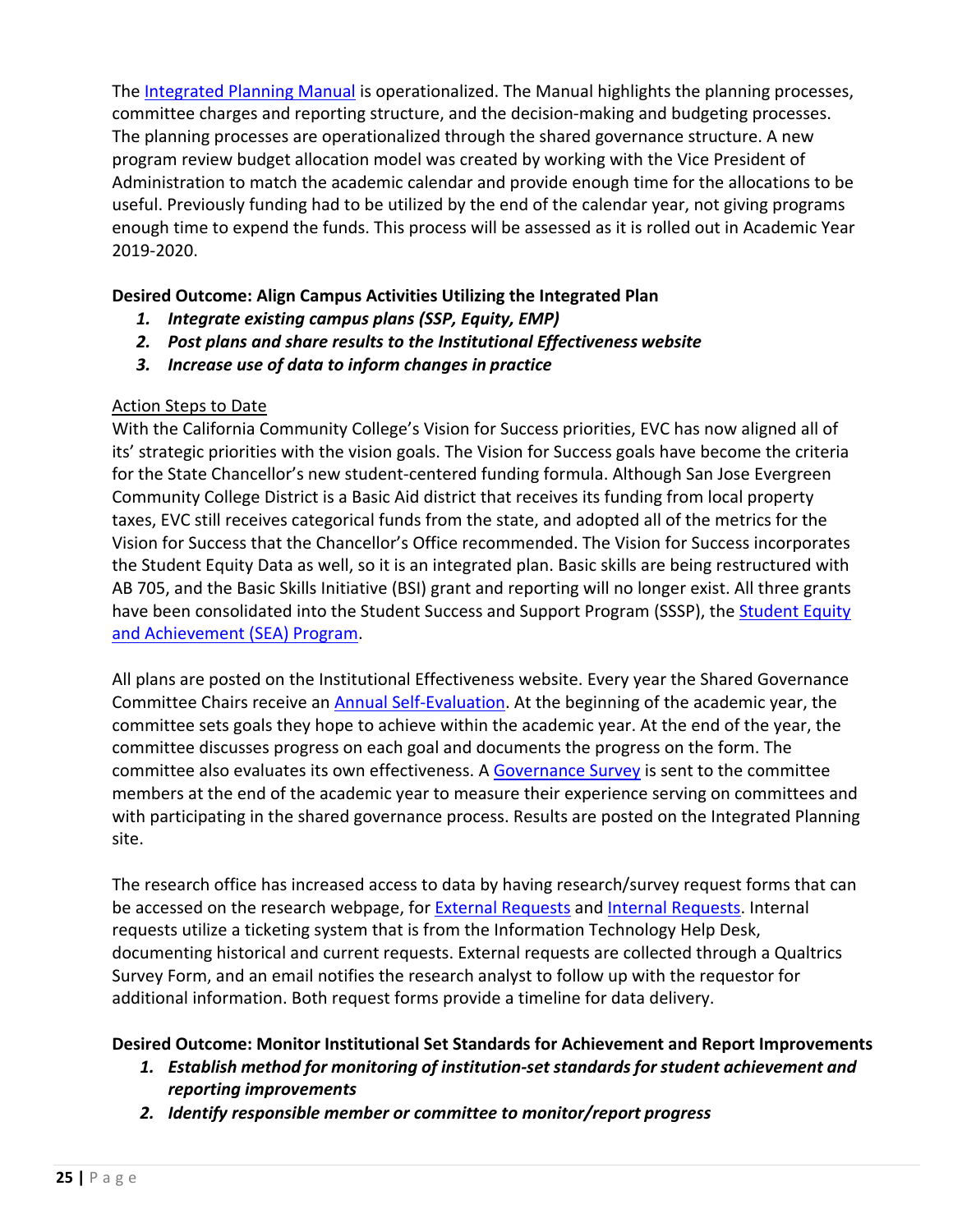The [Integrated Planning Manual]() is operationalized. The Manual highlights the planning processes, committee charges and reporting structure, and the decision-making and budgeting processes. The planning processes are operationalized through the shared governance structure. A new program review budget allocation model was created by working with the Vice President of Administration to match the academic calendar and provide enough time for the allocations to be useful. Previously funding had to be utilized by the end of the calendar year, not giving programs enough time to expend the funds. This process will be assessed as it is rolled out in Academic Year 2019-2020.

**Desired Outcome: Align Campus Activities Utilizing the Integrated Plan**

1. ***Integrate existing campus plans (SSP, Equity, EMP)***
2. ***Post plans and share results to the Institutional Effectiveness website***
3. ***Increase use of data to inform changes in practice***

Action Steps to Date

With the California Community College's Vision for Success priorities, EVC has now aligned all of its' strategic priorities with the vision goals. The Vision for Success goals have become the criteria for the State Chancellor's new student-centered funding formula. Although San Jose Evergreen Community College District is a Basic Aid district that receives its funding from local property taxes, EVC still receives categorical funds from the state, and adopted all of the metrics for the Vision for Success that the Chancellor's Office recommended. The Vision for Success incorporates the Student Equity Data as well, so it is an integrated plan. Basic skills are being restructured with AB 705, and the Basic Skills Initiative (BSI) grant and reporting will no longer exist. All three grants have been consolidated into the Student Success and Support Program (SSSP), the [Student Equity and Achievement (SEA) Program]().

All plans are posted on the Institutional Effectiveness website. Every year the Shared Governance Committee Chairs receive an [Annual Self-Evaluation](). At the beginning of the academic year, the committee sets goals they hope to achieve within the academic year. At the end of the year, the committee discusses progress on each goal and documents the progress on the form. The committee also evaluates its own effectiveness. A [Governance Survey]() is sent to the committee members at the end of the academic year to measure their experience serving on committees and with participating in the shared governance process. Results are posted on the Integrated Planning site.

The research office has increased access to data by having research/survey request forms that can be accessed on the research webpage, for [External Requests]() and [Internal Requests](). Internal requests utilize a ticketing system that is from the Information Technology Help Desk, documenting historical and current requests. External requests are collected through a Qualtrics Survey Form, and an email notifies the research analyst to follow up with the requestor for additional information. Both request forms provide a timeline for data delivery.

**Desired Outcome: Monitor Institutional Set Standards for Achievement and Report Improvements**

1. ***Establish method for monitoring of institution-set standards for student achievement and reporting improvements***
2. ***Identify responsible member or committee to monitor/report progress***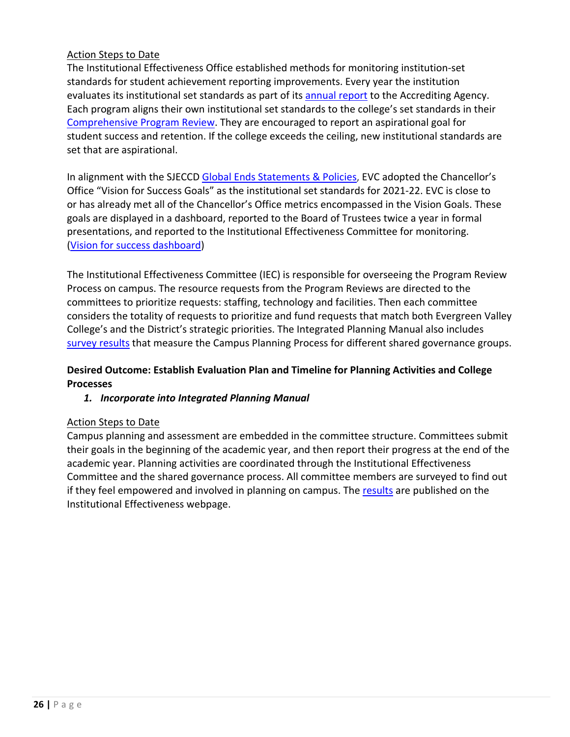Action Steps to Date

The Institutional Effectiveness Office established methods for monitoring institution-set standards for student achievement reporting improvements. Every year the institution evaluates its institutional set standards as part of its annual report to the Accrediting Agency. Each program aligns their own institutional set standards to the college's set standards in their Comprehensive Program Review. They are encouraged to report an aspirational goal for student success and retention. If the college exceeds the ceiling, new institutional standards are set that are aspirational.

In alignment with the SJECCD Global Ends Statements & Policies, EVC adopted the Chancellor's Office "Vision for Success Goals" as the institutional set standards for 2021-22. EVC is close to or has already met all of the Chancellor's Office metrics encompassed in the Vision Goals. These goals are displayed in a dashboard, reported to the Board of Trustees twice a year in formal presentations, and reported to the Institutional Effectiveness Committee for monitoring. (Vision for success dashboard)

The Institutional Effectiveness Committee (IEC) is responsible for overseeing the Program Review Process on campus. The resource requests from the Program Reviews are directed to the committees to prioritize requests: staffing, technology and facilities. Then each committee considers the totality of requests to prioritize and fund requests that match both Evergreen Valley College's and the District's strategic priorities. The Integrated Planning Manual also includes survey results that measure the Campus Planning Process for different shared governance groups.

**Desired Outcome: Establish Evaluation Plan and Timeline for Planning Activities and College Processes**

1. ***Incorporate into Integrated Planning Manual***

Action Steps to Date

Campus planning and assessment are embedded in the committee structure. Committees submit their goals in the beginning of the academic year, and then report their progress at the end of the academic year. Planning activities are coordinated through the Institutional Effectiveness Committee and the shared governance process. All committee members are surveyed to find out if they feel empowered and involved in planning on campus. The results are published on the Institutional Effectiveness webpage.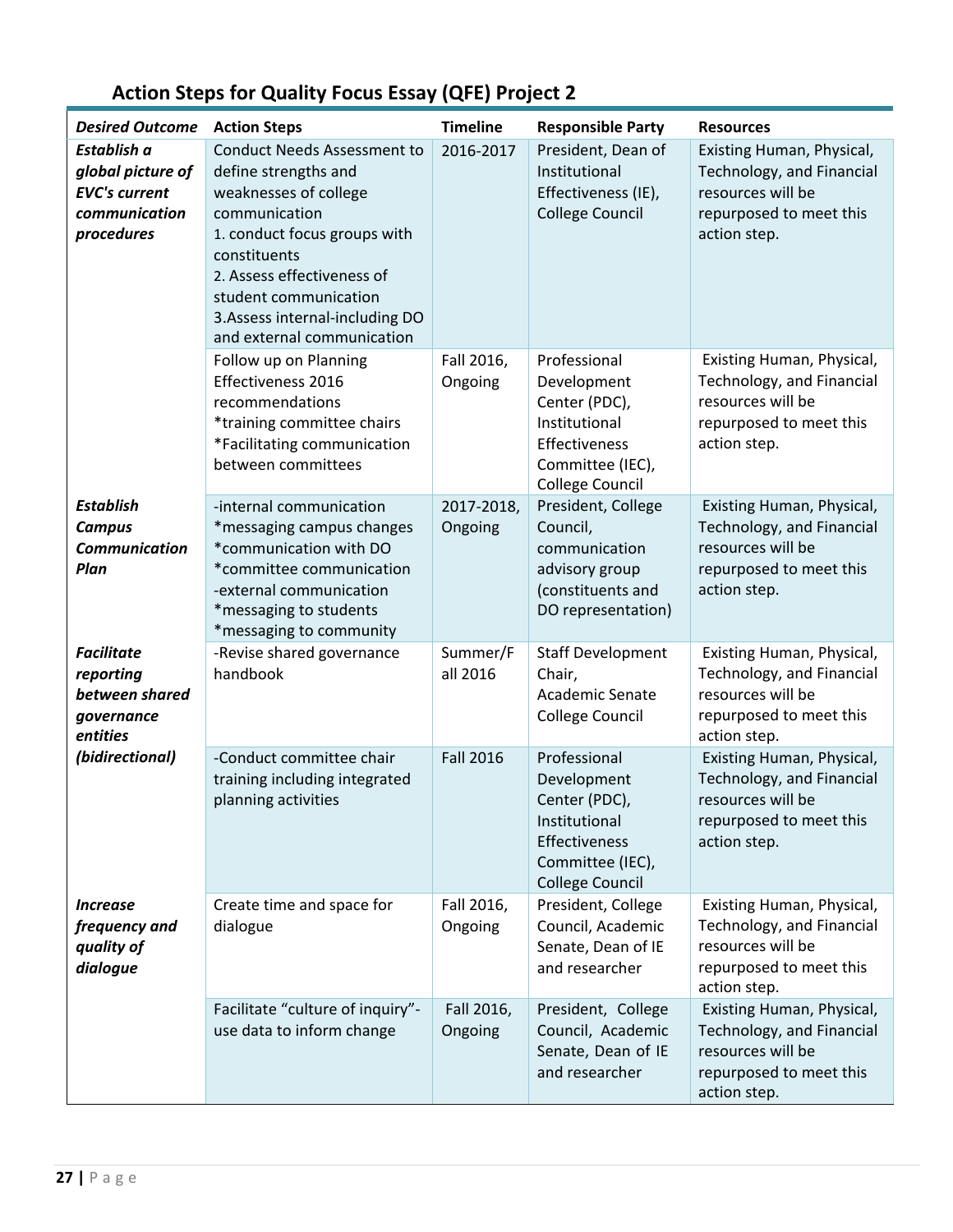## Action Steps for Quality Focus Essay (QFE) Project 2

| Desired Outcome | Action Steps | Timeline | Responsible Party | Resources |
|---|---|---|---|---|
| ***Establish a global picture of EVC's current communication procedures*** | Conduct Needs Assessment to define strengths and weaknesses of college communication<br>1. conduct focus groups with constituents<br>2. Assess effectiveness of student communication<br>3.Assess internal-including DO and external communication | 2016-2017 | President, Dean of Institutional Effectiveness (IE), College Council | Existing Human, Physical, Technology, and Financial resources will be repurposed to meet this action step. |
| | Follow up on Planning Effectiveness 2016 recommendations<br>*training committee chairs<br>*Facilitating communication between committees | Fall 2016, Ongoing | Professional Development Center (PDC), Institutional Effectiveness Committee (IEC), College Council | Existing Human, Physical, Technology, and Financial resources will be repurposed to meet this action step. |
| ***Establish Campus Communication Plan*** | -internal communication<br>*messaging campus changes<br>*communication with DO<br>*committee communication<br>-external communication<br>*messaging to students<br>*messaging to community | 2017-2018, Ongoing | President, College Council, communication advisory group (constituents and DO representation) | Existing Human, Physical, Technology, and Financial resources will be repurposed to meet this action step. |
| ***Facilitate reporting between shared governance entities (bidirectional)*** | -Revise shared governance handbook | Summer/Fall 2016 | Staff Development Chair,<br>Academic Senate<br>College Council | Existing Human, Physical, Technology, and Financial resources will be repurposed to meet this action step. |
| | -Conduct committee chair training including integrated planning activities | Fall 2016 | Professional Development Center (PDC), Institutional Effectiveness Committee (IEC), College Council | Existing Human, Physical, Technology, and Financial resources will be repurposed to meet this action step. |
| ***Increase frequency and quality of dialogue*** | Create time and space for dialogue | Fall 2016, Ongoing | President, College Council, Academic Senate, Dean of IE and researcher | Existing Human, Physical, Technology, and Financial resources will be repurposed to meet this action step. |
| | Facilitate "culture of inquiry"-use data to inform change | Fall 2016, Ongoing | President, College Council, Academic Senate, Dean of IE and researcher | Existing Human, Physical, Technology, and Financial resources will be repurposed to meet this action step. |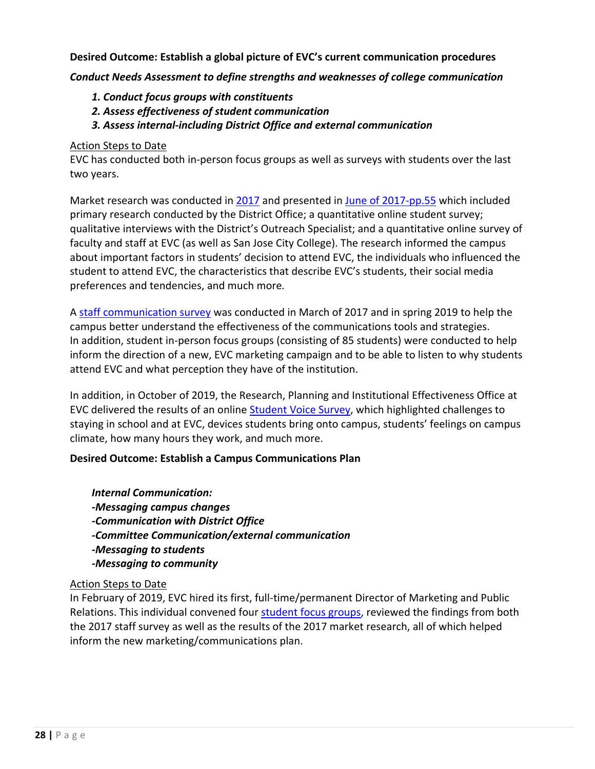**Desired Outcome: Establish a global picture of EVC's current communication procedures**

***Conduct Needs Assessment to define strengths and weaknesses of college communication***

1. ***Conduct focus groups with constituents***
2. ***Assess effectiveness of student communication***
3. ***Assess internal-including District Office and external communication***

Action Steps to Date

EVC has conducted both in-person focus groups as well as surveys with students over the last two years.

Market research was conducted in 2017 and presented in June of 2017-pp.55 which included primary research conducted by the District Office; a quantitative online student survey; qualitative interviews with the District's Outreach Specialist; and a quantitative online survey of faculty and staff at EVC (as well as San Jose City College). The research informed the campus about important factors in students' decision to attend EVC, the individuals who influenced the student to attend EVC, the characteristics that describe EVC's students, their social media preferences and tendencies, and much more.

A staff communication survey was conducted in March of 2017 and in spring 2019 to help the campus better understand the effectiveness of the communications tools and strategies. In addition, student in-person focus groups (consisting of 85 students) were conducted to help inform the direction of a new, EVC marketing campaign and to be able to listen to why students attend EVC and what perception they have of the institution.

In addition, in October of 2019, the Research, Planning and Institutional Effectiveness Office at EVC delivered the results of an online Student Voice Survey, which highlighted challenges to staying in school and at EVC, devices students bring onto campus, students' feelings on campus climate, how many hours they work, and much more.

**Desired Outcome: Establish a Campus Communications Plan**

***Internal Communication:***
***-Messaging campus changes***
***-Communication with District Office***
***-Committee Communication/external communication***
***-Messaging to students***
***-Messaging to community***

Action Steps to Date

In February of 2019, EVC hired its first, full-time/permanent Director of Marketing and Public Relations. This individual convened four student focus groups, reviewed the findings from both the 2017 staff survey as well as the results of the 2017 market research, all of which helped inform the new marketing/communications plan.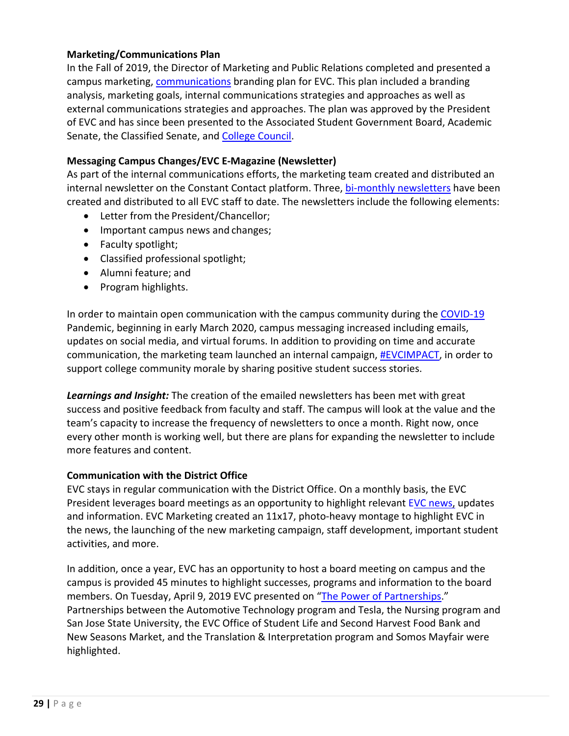**Marketing/Communications Plan**

In the Fall of 2019, the Director of Marketing and Public Relations completed and presented a campus marketing, communications branding plan for EVC. This plan included a branding analysis, marketing goals, internal communications strategies and approaches as well as external communications strategies and approaches. The plan was approved by the President of EVC and has since been presented to the Associated Student Government Board, Academic Senate, the Classified Senate, and College Council.

**Messaging Campus Changes/EVC E-Magazine (Newsletter)**

As part of the internal communications efforts, the marketing team created and distributed an internal newsletter on the Constant Contact platform. Three, bi-monthly newsletters have been created and distributed to all EVC staff to date. The newsletters include the following elements:

- Letter from the President/Chancellor;
- Important campus news and changes;
- Faculty spotlight;
- Classified professional spotlight;
- Alumni feature; and
- Program highlights.

In order to maintain open communication with the campus community during the COVID-19 Pandemic, beginning in early March 2020, campus messaging increased including emails, updates on social media, and virtual forums. In addition to providing on time and accurate communication, the marketing team launched an internal campaign, #EVCIMPACT, in order to support college community morale by sharing positive student success stories.

***Learnings and Insight:*** The creation of the emailed newsletters has been met with great success and positive feedback from faculty and staff. The campus will look at the value and the team's capacity to increase the frequency of newsletters to once a month. Right now, once every other month is working well, but there are plans for expanding the newsletter to include more features and content.

**Communication with the District Office**

EVC stays in regular communication with the District Office. On a monthly basis, the EVC President leverages board meetings as an opportunity to highlight relevant EVC news, updates and information. EVC Marketing created an 11x17, photo-heavy montage to highlight EVC in the news, the launching of the new marketing campaign, staff development, important student activities, and more.

In addition, once a year, EVC has an opportunity to host a board meeting on campus and the campus is provided 45 minutes to highlight successes, programs and information to the board members. On Tuesday, April 9, 2019 EVC presented on "The Power of Partnerships." Partnerships between the Automotive Technology program and Tesla, the Nursing program and San Jose State University, the EVC Office of Student Life and Second Harvest Food Bank and New Seasons Market, and the Translation & Interpretation program and Somos Mayfair were highlighted.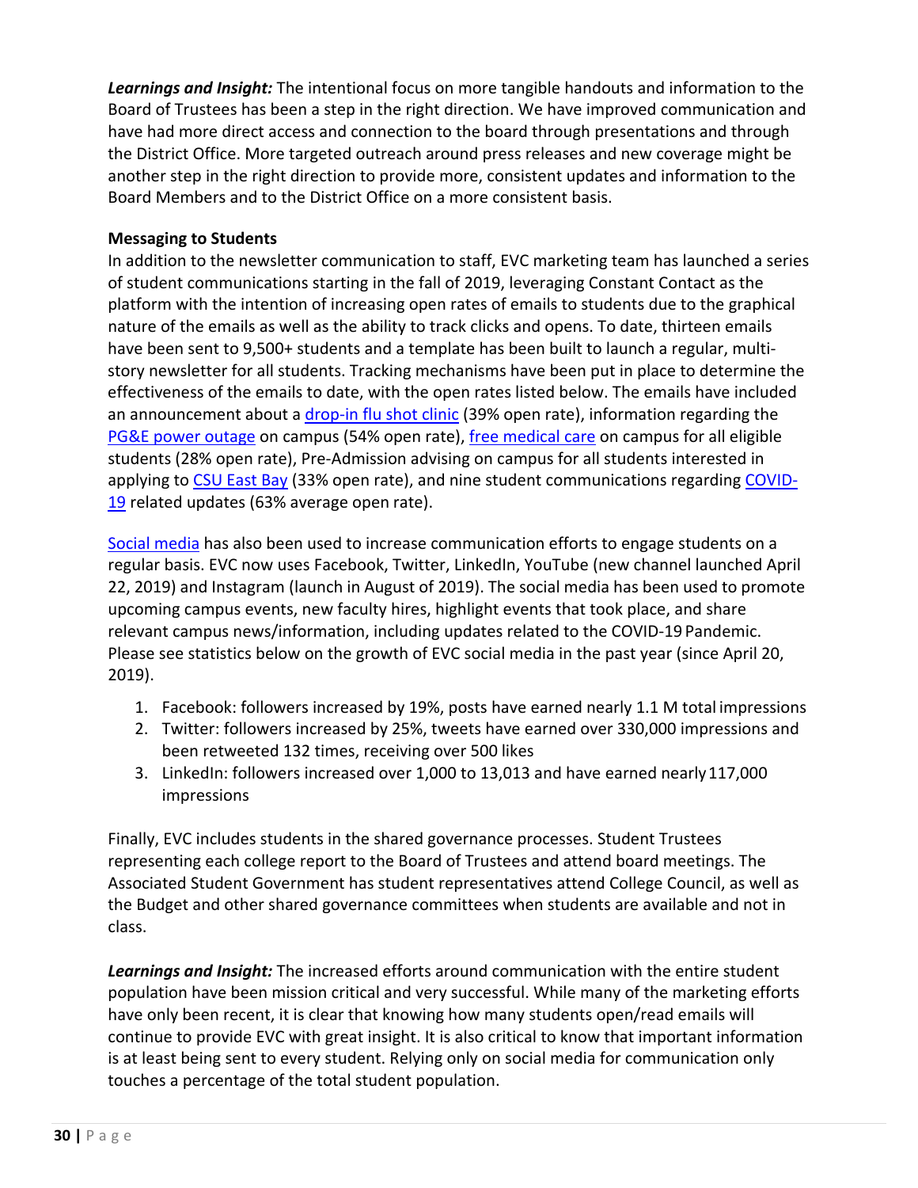***Learnings and Insight:*** The intentional focus on more tangible handouts and information to the Board of Trustees has been a step in the right direction. We have improved communication and have had more direct access and connection to the board through presentations and through the District Office. More targeted outreach around press releases and new coverage might be another step in the right direction to provide more, consistent updates and information to the Board Members and to the District Office on a more consistent basis.

**Messaging to Students**

In addition to the newsletter communication to staff, EVC marketing team has launched a series of student communications starting in the fall of 2019, leveraging Constant Contact as the platform with the intention of increasing open rates of emails to students due to the graphical nature of the emails as well as the ability to track clicks and opens. To date, thirteen emails have been sent to 9,500+ students and a template has been built to launch a regular, multi-story newsletter for all students. Tracking mechanisms have been put in place to determine the effectiveness of the emails to date, with the open rates listed below. The emails have included an announcement about a drop-in flu shot clinic (39% open rate), information regarding the PG&E power outage on campus (54% open rate), free medical care on campus for all eligible students (28% open rate), Pre-Admission advising on campus for all students interested in applying to CSU East Bay (33% open rate), and nine student communications regarding COVID-19 related updates (63% average open rate).

Social media has also been used to increase communication efforts to engage students on a regular basis. EVC now uses Facebook, Twitter, LinkedIn, YouTube (new channel launched April 22, 2019) and Instagram (launch in August of 2019). The social media has been used to promote upcoming campus events, new faculty hires, highlight events that took place, and share relevant campus news/information, including updates related to the COVID-19 Pandemic. Please see statistics below on the growth of EVC social media in the past year (since April 20, 2019).

1. Facebook: followers increased by 19%, posts have earned nearly 1.1 M total impressions
2. Twitter: followers increased by 25%, tweets have earned over 330,000 impressions and been retweeted 132 times, receiving over 500 likes
3. LinkedIn: followers increased over 1,000 to 13,013 and have earned nearly 117,000 impressions

Finally, EVC includes students in the shared governance processes. Student Trustees representing each college report to the Board of Trustees and attend board meetings. The Associated Student Government has student representatives attend College Council, as well as the Budget and other shared governance committees when students are available and not in class.

***Learnings and Insight:*** The increased efforts around communication with the entire student population have been mission critical and very successful. While many of the marketing efforts have only been recent, it is clear that knowing how many students open/read emails will continue to provide EVC with great insight. It is also critical to know that important information is at least being sent to every student. Relying only on social media for communication only touches a percentage of the total student population.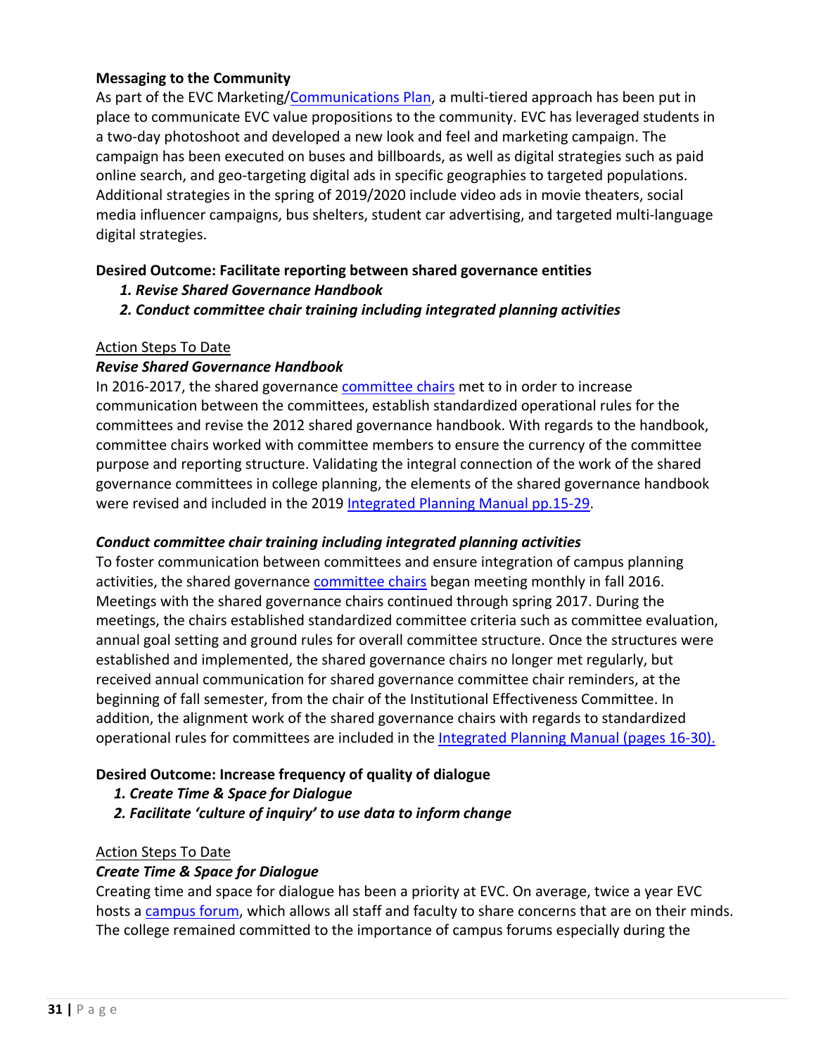**Messaging to the Community**

As part of the EVC Marketing/Communications Plan, a multi-tiered approach has been put in place to communicate EVC value propositions to the community. EVC has leveraged students in a two-day photoshoot and developed a new look and feel and marketing campaign. The campaign has been executed on buses and billboards, as well as digital strategies such as paid online search, and geo-targeting digital ads in specific geographies to targeted populations. Additional strategies in the spring of 2019/2020 include video ads in movie theaters, social media influencer campaigns, bus shelters, student car advertising, and targeted multi-language digital strategies.

**Desired Outcome: Facilitate reporting between shared governance entities**

1. ***Revise Shared Governance Handbook***
2. ***Conduct committee chair training including integrated planning activities***

Action Steps To Date

***Revise Shared Governance Handbook***

In 2016-2017, the shared governance committee chairs met to in order to increase communication between the committees, establish standardized operational rules for the committees and revise the 2012 shared governance handbook. With regards to the handbook, committee chairs worked with committee members to ensure the currency of the committee purpose and reporting structure. Validating the integral connection of the work of the shared governance committees in college planning, the elements of the shared governance handbook were revised and included in the 2019 Integrated Planning Manual pp.15-29.

***Conduct committee chair training including integrated planning activities***

To foster communication between committees and ensure integration of campus planning activities, the shared governance committee chairs began meeting monthly in fall 2016. Meetings with the shared governance chairs continued through spring 2017. During the meetings, the chairs established standardized committee criteria such as committee evaluation, annual goal setting and ground rules for overall committee structure. Once the structures were established and implemented, the shared governance chairs no longer met regularly, but received annual communication for shared governance committee chair reminders, at the beginning of fall semester, from the chair of the Institutional Effectiveness Committee. In addition, the alignment work of the shared governance chairs with regards to standardized operational rules for committees are included in the Integrated Planning Manual (pages 16-30).

**Desired Outcome: Increase frequency of quality of dialogue**

1. ***Create Time & Space for Dialogue***
2. ***Facilitate 'culture of inquiry' to use data to inform change***

Action Steps To Date

***Create Time & Space for Dialogue***

Creating time and space for dialogue has been a priority at EVC. On average, twice a year EVC hosts a campus forum, which allows all staff and faculty to share concerns that are on their minds. The college remained committed to the importance of campus forums especially during the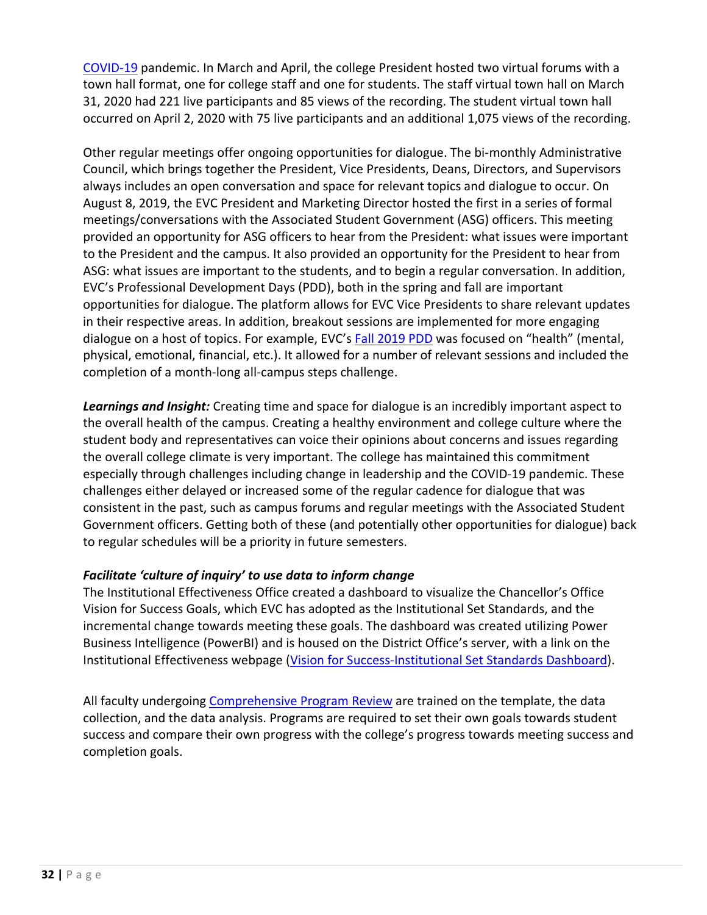COVID-19 pandemic. In March and April, the college President hosted two virtual forums with a town hall format, one for college staff and one for students. The staff virtual town hall on March 31, 2020 had 221 live participants and 85 views of the recording. The student virtual town hall occurred on April 2, 2020 with 75 live participants and an additional 1,075 views of the recording.

Other regular meetings offer ongoing opportunities for dialogue. The bi-monthly Administrative Council, which brings together the President, Vice Presidents, Deans, Directors, and Supervisors always includes an open conversation and space for relevant topics and dialogue to occur. On August 8, 2019, the EVC President and Marketing Director hosted the first in a series of formal meetings/conversations with the Associated Student Government (ASG) officers. This meeting provided an opportunity for ASG officers to hear from the President: what issues were important to the President and the campus. It also provided an opportunity for the President to hear from ASG: what issues are important to the students, and to begin a regular conversation. In addition, EVC's Professional Development Days (PDD), both in the spring and fall are important opportunities for dialogue. The platform allows for EVC Vice Presidents to share relevant updates in their respective areas. In addition, breakout sessions are implemented for more engaging dialogue on a host of topics. For example, EVC's Fall 2019 PDD was focused on "health" (mental, physical, emotional, financial, etc.). It allowed for a number of relevant sessions and included the completion of a month-long all-campus steps challenge.

***Learnings and Insight:*** Creating time and space for dialogue is an incredibly important aspect to the overall health of the campus. Creating a healthy environment and college culture where the student body and representatives can voice their opinions about concerns and issues regarding the overall college climate is very important. The college has maintained this commitment especially through challenges including change in leadership and the COVID-19 pandemic. These challenges either delayed or increased some of the regular cadence for dialogue that was consistent in the past, such as campus forums and regular meetings with the Associated Student Government officers. Getting both of these (and potentially other opportunities for dialogue) back to regular schedules will be a priority in future semesters.

***Facilitate 'culture of inquiry' to use data to inform change***

The Institutional Effectiveness Office created a dashboard to visualize the Chancellor's Office Vision for Success Goals, which EVC has adopted as the Institutional Set Standards, and the incremental change towards meeting these goals. The dashboard was created utilizing Power Business Intelligence (PowerBI) and is housed on the District Office's server, with a link on the Institutional Effectiveness webpage (Vision for Success-Institutional Set Standards Dashboard).

All faculty undergoing Comprehensive Program Review are trained on the template, the data collection, and the data analysis. Programs are required to set their own goals towards student success and compare their own progress with the college's progress towards meeting success and completion goals.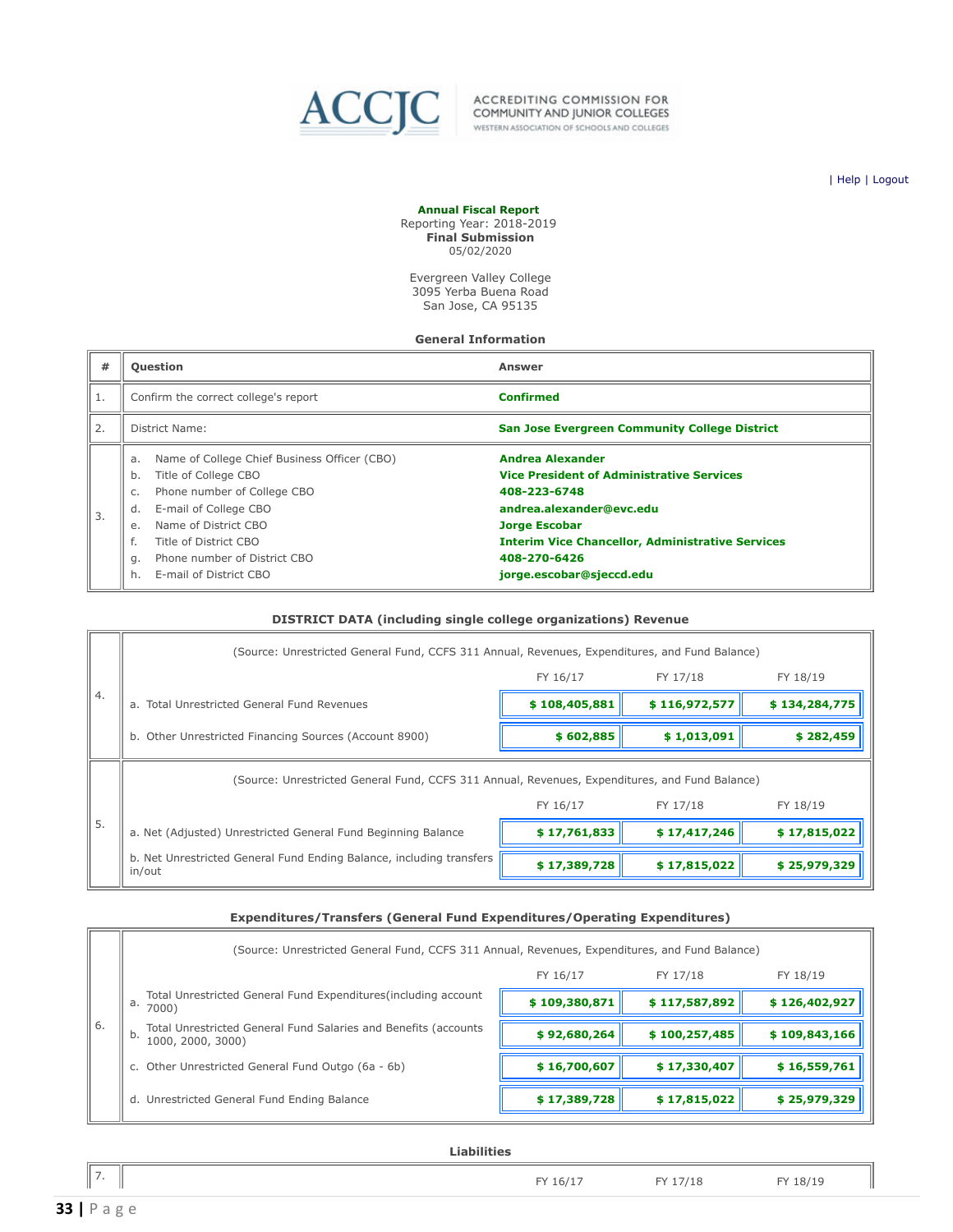ACCJC — ACCREDITING COMMISSION FOR COMMUNITY AND JUNIOR COLLEGES — WESTERN ASSOCIATION OF SCHOOLS AND COLLEGES

| Help | Logout

**Annual Fiscal Report**
Reporting Year: 2018-2019
**Final Submission**
05/02/2020

Evergreen Valley College
3095 Yerba Buena Road
San Jose, CA 95135

**General Information**

| # | Question | Answer |
|---|---|---|
| 1. | Confirm the correct college's report | **Confirmed** |
| 2. | District Name: | **San Jose Evergreen Community College District** |
| 3. | a. Name of College Chief Business Officer (CBO) | **Andrea Alexander** |
| | b. Title of College CBO | **Vice President of Administrative Services** |
| | c. Phone number of College CBO | **408-223-6748** |
| | d. E-mail of College CBO | **andrea.alexander@evc.edu** |
| | e. Name of District CBO | **Jorge Escobar** |
| | f. Title of District CBO | **Interim Vice Chancellor, Administrative Services** |
| | g. Phone number of District CBO | **408-270-6426** |
| | h. E-mail of District CBO | **jorge.escobar@sjeccd.edu** |

**DISTRICT DATA (including single college organizations) Revenue**

| # | (Source: Unrestricted General Fund, CCFS 311 Annual, Revenues, Expenditures, and Fund Balance) | FY 16/17 | FY 17/18 | FY 18/19 |
|---|---|---|---|---|
| 4. | a. Total Unrestricted General Fund Revenues | $ 108,405,881 | $ 116,972,577 | $ 134,284,775 |
| | b. Other Unrestricted Financing Sources (Account 8900) | $ 602,885 | $ 1,013,091 | $ 282,459 |

| # | (Source: Unrestricted General Fund, CCFS 311 Annual, Revenues, Expenditures, and Fund Balance) | FY 16/17 | FY 17/18 | FY 18/19 |
|---|---|---|---|---|
| 5. | a. Net (Adjusted) Unrestricted General Fund Beginning Balance | $ 17,761,833 | $ 17,417,246 | $ 17,815,022 |
| | b. Net Unrestricted General Fund Ending Balance, including transfers in/out | $ 17,389,728 | $ 17,815,022 | $ 25,979,329 |

**Expenditures/Transfers (General Fund Expenditures/Operating Expenditures)**

| # | (Source: Unrestricted General Fund, CCFS 311 Annual, Revenues, Expenditures, and Fund Balance) | FY 16/17 | FY 17/18 | FY 18/19 |
|---|---|---|---|---|
| 6. | a. Total Unrestricted General Fund Expenditures(including account 7000) | $ 109,380,871 | $ 117,587,892 | $ 126,402,927 |
| | b. Total Unrestricted General Fund Salaries and Benefits (accounts 1000, 2000, 3000) | $ 92,680,264 | $ 100,257,485 | $ 109,843,166 |
| | c. Other Unrestricted General Fund Outgo (6a - 6b) | $ 16,700,607 | $ 17,330,407 | $ 16,559,761 |
| | d. Unrestricted General Fund Ending Balance | $ 17,389,728 | $ 17,815,022 | $ 25,979,329 |

**Liabilities**

| # | | FY 16/17 | FY 17/18 | FY 18/19 |
|---|---|---|---|---|
| 7. | | | | |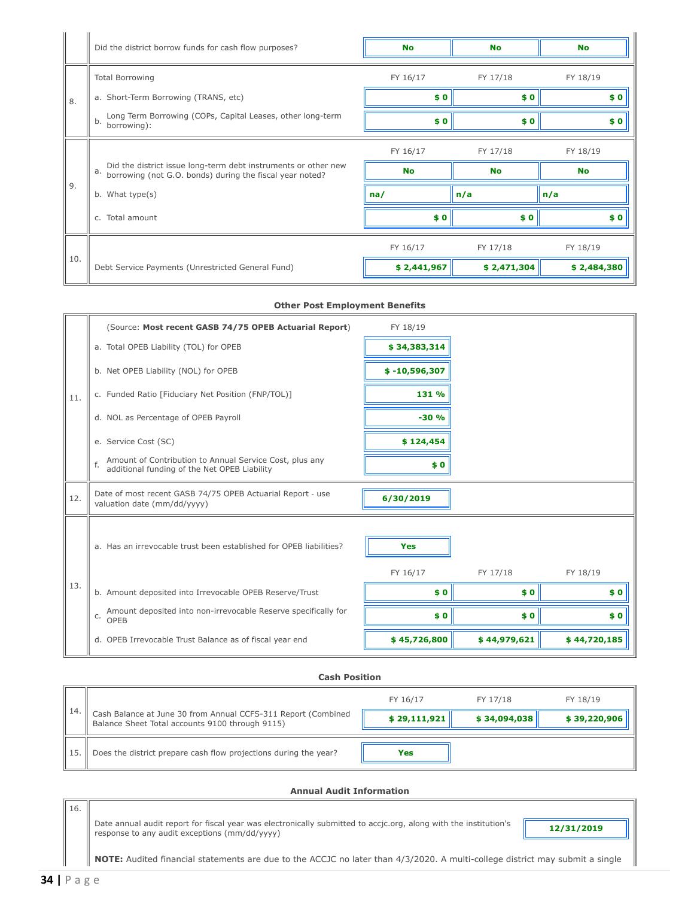| | | | | |
|---|---|---|---|---|
| | Did the district borrow funds for cash flow purposes? | No | No | No |
| 8. | Total Borrowing | FY 16/17 | FY 17/18 | FY 18/19 |
| | a. Short-Term Borrowing (TRANS, etc) | $ 0 | $ 0 | $ 0 |
| | b. Long Term Borrowing (COPs, Capital Leases, other long-term borrowing): | $ 0 | $ 0 | $ 0 |
| 9. | | FY 16/17 | FY 17/18 | FY 18/19 |
| | a. Did the district issue long-term debt instruments or other new borrowing (not G.O. bonds) during the fiscal year noted? | No | No | No |
| | b. What type(s) | na/ | n/a | n/a |
| | c. Total amount | $ 0 | $ 0 | $ 0 |
| 10. | | FY 16/17 | FY 17/18 | FY 18/19 |
| | Debt Service Payments (Unrestricted General Fund) | $ 2,441,967 | $ 2,471,304 | $ 2,484,380 |

**Other Post Employment Benefits**

| | | | | |
|---|---|---|---|---|
| 11. | (Source: **Most recent GASB 74/75 OPEB Actuarial Report**) | FY 18/19 | | |
| | a. Total OPEB Liability (TOL) for OPEB | $ 34,383,314 | | |
| | b. Net OPEB Liability (NOL) for OPEB | $ -10,596,307 | | |
| | c. Funded Ratio [Fiduciary Net Position (FNP/TOL)] | 131 % | | |
| | d. NOL as Percentage of OPEB Payroll | -30 % | | |
| | e. Service Cost (SC) | $ 124,454 | | |
| | f. Amount of Contribution to Annual Service Cost, plus any additional funding of the Net OPEB Liability | $ 0 | | |
| 12. | Date of most recent GASB 74/75 OPEB Actuarial Report - use valuation date (mm/dd/yyyy) | 6/30/2019 | | |
| 13. | a. Has an irrevocable trust been established for OPEB liabilities? | Yes | | |
| | | FY 16/17 | FY 17/18 | FY 18/19 |
| | b. Amount deposited into Irrevocable OPEB Reserve/Trust | $ 0 | $ 0 | $ 0 |
| | c. Amount deposited into non-irrevocable Reserve specifically for OPEB | $ 0 | $ 0 | $ 0 |
| | d. OPEB Irrevocable Trust Balance as of fiscal year end | $ 45,726,800 | $ 44,979,621 | $ 44,720,185 |

**Cash Position**

| | | | | |
|---|---|---|---|---|
| 14. | | FY 16/17 | FY 17/18 | FY 18/19 |
| | Cash Balance at June 30 from Annual CCFS-311 Report (Combined Balance Sheet Total accounts 9100 through 9115) | $ 29,111,921 | $ 34,094,038 | $ 39,220,906 |
| 15. | Does the district prepare cash flow projections during the year? | Yes | | |

**Annual Audit Information**

| | | |
|---|---|---|
| 16. | Date annual audit report for fiscal year was electronically submitted to accjc.org, along with the institution's response to any audit exceptions (mm/dd/yyyy) | 12/31/2019 |

**NOTE:** Audited financial statements are due to the ACCJC no later than 4/3/2020. A multi-college district may submit a single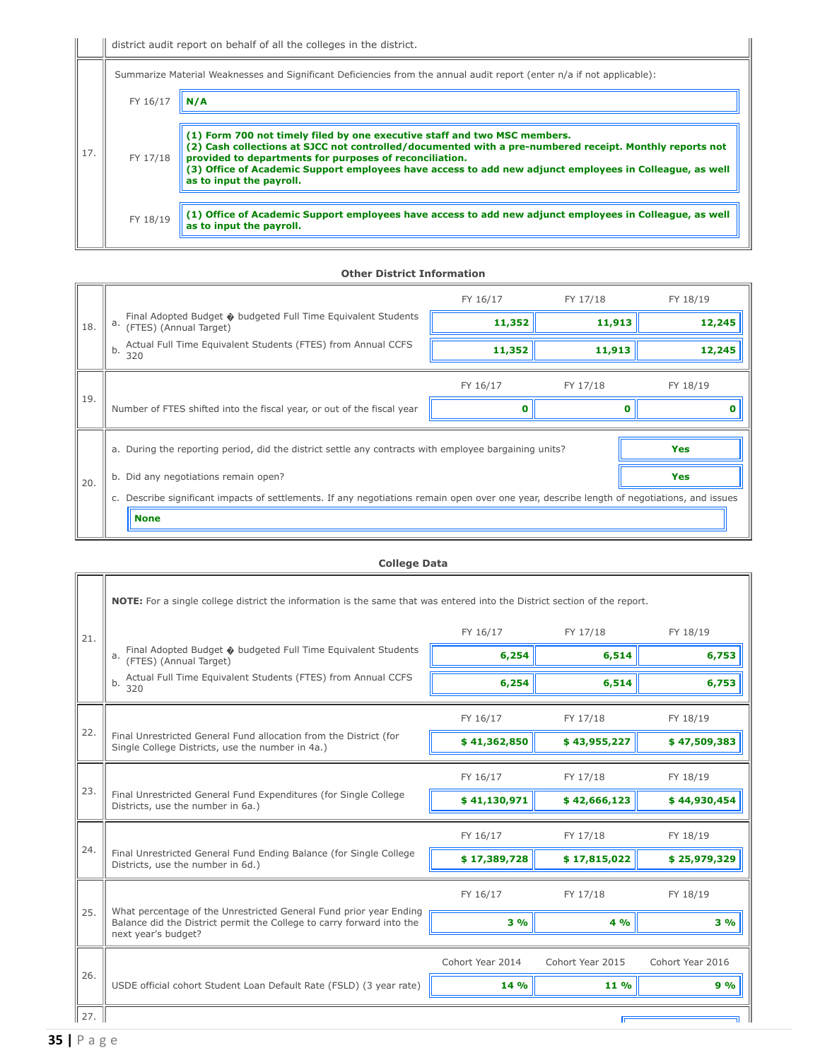| | |
|---|---|
| | district audit report on behalf of all the colleges in the district. |
| 17. | Summarize Material Weaknesses and Significant Deficiencies from the annual audit report (enter n/a if not applicable):<br>FY 16/17: **N/A**<br>FY 17/18: **(1) Form 700 not timely filed by one executive staff and two MSC members. (2) Cash collections at SJCC not controlled/documented with a pre-numbered receipt. Monthly reports not provided to departments for purposes of reconciliation. (3) Office of Academic Support employees have access to add new adjunct employees in Colleague, as well as to input the payroll.**<br>FY 18/19: **(1) Office of Academic Support employees have access to add new adjunct employees in Colleague, as well as to input the payroll.** |

**Other District Information**

| | | FY 16/17 | FY 17/18 | FY 18/19 |
|---|---|---|---|---|
| 18. | a. Final Adopted Budget � budgeted Full Time Equivalent Students (FTES) (Annual Target) | **11,352** | **11,913** | **12,245** |
| | b. Actual Full Time Equivalent Students (FTES) from Annual CCFS 320 | **11,352** | **11,913** | **12,245** |
| 19. | Number of FTES shifted into the fiscal year, or out of the fiscal year | **0** | **0** | **0** |

| | | |
|---|---|---|
| 20. | a. During the reporting period, did the district settle any contracts with employee bargaining units? | **Yes** |
| | b. Did any negotiations remain open? | **Yes** |
| | c. Describe significant impacts of settlements. If any negotiations remain open over one year, describe length of negotiations, and issues | |
| | **None** | |

**College Data**

**NOTE:** For a single college district the information is the same that was entered into the District section of the report.

| | | FY 16/17 | FY 17/18 | FY 18/19 |
|---|---|---|---|---|
| 21. | a. Final Adopted Budget � budgeted Full Time Equivalent Students (FTES) (Annual Target) | **6,254** | **6,514** | **6,753** |
| | b. Actual Full Time Equivalent Students (FTES) from Annual CCFS 320 | **6,254** | **6,514** | **6,753** |
| 22. | Final Unrestricted General Fund allocation from the District (for Single College Districts, use the number in 4a.) | **$ 41,362,850** | **$ 43,955,227** | **$ 47,509,383** |
| 23. | Final Unrestricted General Fund Expenditures (for Single College Districts, use the number in 6a.) | **$ 41,130,971** | **$ 42,666,123** | **$ 44,930,454** |
| 24. | Final Unrestricted General Fund Ending Balance (for Single College Districts, use the number in 6d.) | **$ 17,389,728** | **$ 17,815,022** | **$ 25,979,329** |
| 25. | What percentage of the Unrestricted General Fund prior year Ending Balance did the District permit the College to carry forward into the next year's budget? | **3 %** | **4 %** | **3 %** |

| | | Cohort Year 2014 | Cohort Year 2015 | Cohort Year 2016 |
|---|---|---|---|---|
| 26. | USDE official cohort Student Loan Default Rate (FSLD) (3 year rate) | **14 %** | **11 %** | **9 %** |

27.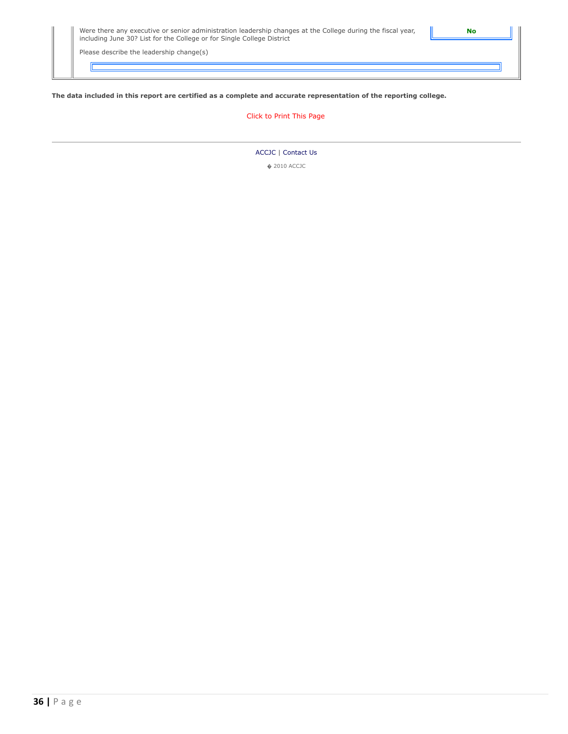| Were there any executive or senior administration leadership changes at the College during the fiscal year, including June 30? List for the College or for Single College District | **No** |
| --- | --- |
| Please describe the leadership change(s) | |
| | |

**The data included in this report are certified as a complete and accurate representation of the reporting college.**

Click to Print This Page

---

ACCJC | Contact Us

� 2010 ACCJC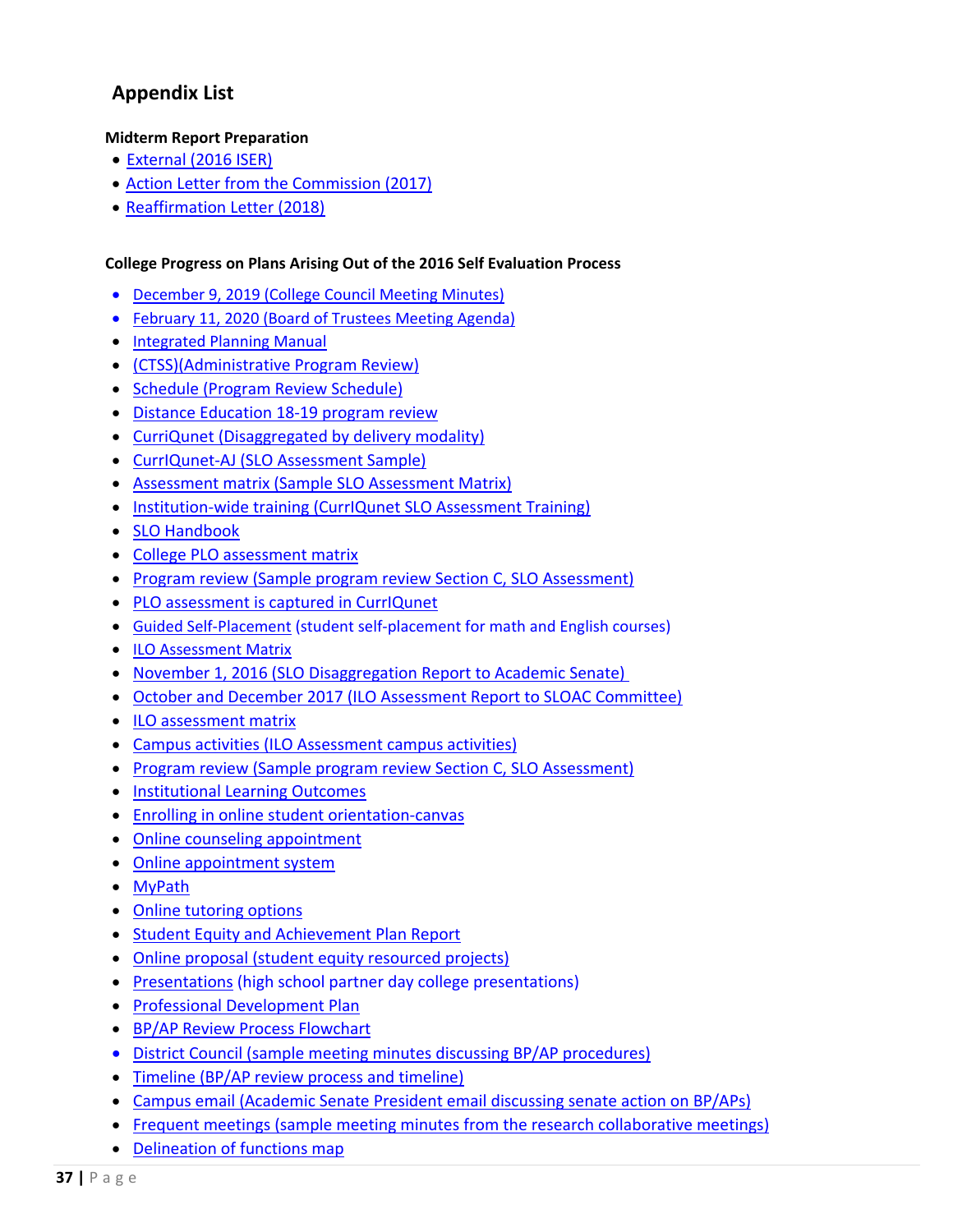## Appendix List

**Midterm Report Preparation**

- External (2016 ISER)
- Action Letter from the Commission (2017)
- Reaffirmation Letter (2018)

**College Progress on Plans Arising Out of the 2016 Self Evaluation Process**

- December 9, 2019 (College Council Meeting Minutes)
- February 11, 2020 (Board of Trustees Meeting Agenda)
- Integrated Planning Manual
- (CTSS)(Administrative Program Review)
- Schedule (Program Review Schedule)
- Distance Education 18-19 program review
- CurriQunet (Disaggregated by delivery modality)
- CurrIQunet-AJ (SLO Assessment Sample)
- Assessment matrix (Sample SLO Assessment Matrix)
- Institution-wide training (CurrIQunet SLO Assessment Training)
- SLO Handbook
- College PLO assessment matrix
- Program review (Sample program review Section C, SLO Assessment)
- PLO assessment is captured in CurrIQunet
- Guided Self-Placement (student self-placement for math and English courses)
- ILO Assessment Matrix
- November 1, 2016 (SLO Disaggregation Report to Academic Senate)
- October and December 2017 (ILO Assessment Report to SLOAC Committee)
- ILO assessment matrix
- Campus activities (ILO Assessment campus activities)
- Program review (Sample program review Section C, SLO Assessment)
- Institutional Learning Outcomes
- Enrolling in online student orientation-canvas
- Online counseling appointment
- Online appointment system
- MyPath
- Online tutoring options
- Student Equity and Achievement Plan Report
- Online proposal (student equity resourced projects)
- Presentations (high school partner day college presentations)
- Professional Development Plan
- BP/AP Review Process Flowchart
- District Council (sample meeting minutes discussing BP/AP procedures)
- Timeline (BP/AP review process and timeline)
- Campus email (Academic Senate President email discussing senate action on BP/APs)
- Frequent meetings (sample meeting minutes from the research collaborative meetings)
- Delineation of functions map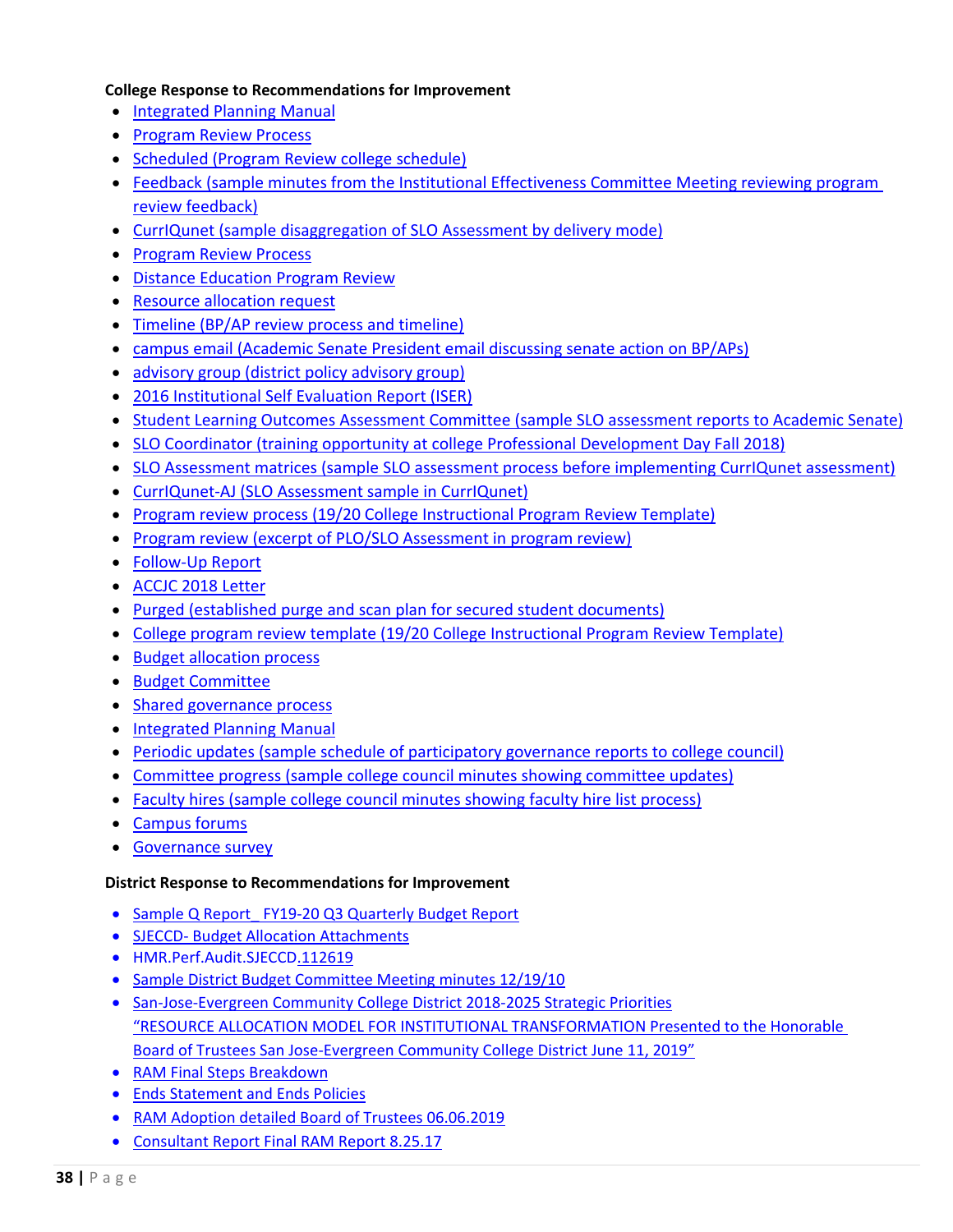**College Response to Recommendations for Improvement**

- Integrated Planning Manual
- Program Review Process
- Scheduled (Program Review college schedule)
- Feedback (sample minutes from the Institutional Effectiveness Committee Meeting reviewing program review feedback)
- CurrIQunet (sample disaggregation of SLO Assessment by delivery mode)
- Program Review Process
- Distance Education Program Review
- Resource allocation request
- Timeline (BP/AP review process and timeline)
- campus email (Academic Senate President email discussing senate action on BP/APs)
- advisory group (district policy advisory group)
- 2016 Institutional Self Evaluation Report (ISER)
- Student Learning Outcomes Assessment Committee (sample SLO assessment reports to Academic Senate)
- SLO Coordinator (training opportunity at college Professional Development Day Fall 2018)
- SLO Assessment matrices (sample SLO assessment process before implementing CurrIQunet assessment)
- CurrIQunet-AJ (SLO Assessment sample in CurrIQunet)
- Program review process (19/20 College Instructional Program Review Template)
- Program review (excerpt of PLO/SLO Assessment in program review)
- Follow-Up Report
- ACCJC 2018 Letter
- Purged (established purge and scan plan for secured student documents)
- College program review template (19/20 College Instructional Program Review Template)
- Budget allocation process
- Budget Committee
- Shared governance process
- Integrated Planning Manual
- Periodic updates (sample schedule of participatory governance reports to college council)
- Committee progress (sample college council minutes showing committee updates)
- Faculty hires (sample college council minutes showing faculty hire list process)
- Campus forums
- Governance survey

**District Response to Recommendations for Improvement**

- Sample Q Report_ FY19-20 Q3 Quarterly Budget Report
- SJECCD- Budget Allocation Attachments
- HMR.Perf.Audit.SJECCD.112619
- Sample District Budget Committee Meeting minutes 12/19/10
- San-Jose-Evergreen Community College District 2018-2025 Strategic Priorities
  "RESOURCE ALLOCATION MODEL FOR INSTITUTIONAL TRANSFORMATION Presented to the Honorable Board of Trustees San Jose-Evergreen Community College District June 11, 2019"
- RAM Final Steps Breakdown
- Ends Statement and Ends Policies
- RAM Adoption detailed Board of Trustees 06.06.2019
- Consultant Report Final RAM Report 8.25.17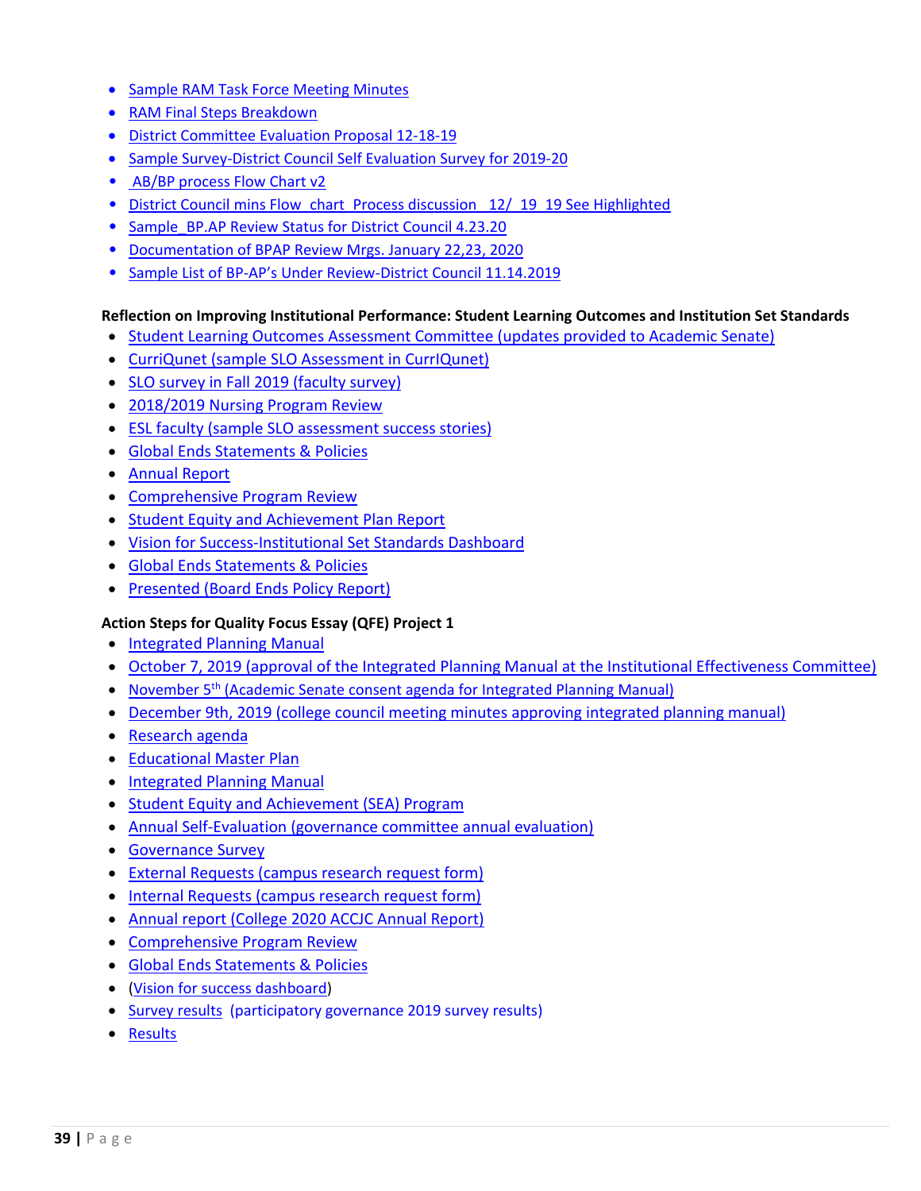- Sample RAM Task Force Meeting Minutes
- RAM Final Steps Breakdown
- District Committee Evaluation Proposal 12-18-19
- Sample Survey-District Council Self Evaluation Survey for 2019-20
- AB/BP process Flow Chart v2
- District Council mins Flow chart Process discussion 12/ 19 19 See Highlighted
- Sample_BP.AP Review Status for District Council 4.23.20
- Documentation of BPAP Review Mrgs. January 22,23, 2020
- Sample List of BP-AP's Under Review-District Council 11.14.2019

**Reflection on Improving Institutional Performance: Student Learning Outcomes and Institution Set Standards**

- Student Learning Outcomes Assessment Committee (updates provided to Academic Senate)
- CurriQunet (sample SLO Assessment in CurrIQunet)
- SLO survey in Fall 2019 (faculty survey)
- 2018/2019 Nursing Program Review
- ESL faculty (sample SLO assessment success stories)
- Global Ends Statements & Policies
- Annual Report
- Comprehensive Program Review
- Student Equity and Achievement Plan Report
- Vision for Success-Institutional Set Standards Dashboard
- Global Ends Statements & Policies
- Presented (Board Ends Policy Report)

**Action Steps for Quality Focus Essay (QFE) Project 1**

- Integrated Planning Manual
- October 7, 2019 (approval of the Integrated Planning Manual at the Institutional Effectiveness Committee)
- November 5th (Academic Senate consent agenda for Integrated Planning Manual)
- December 9th, 2019 (college council meeting minutes approving integrated planning manual)
- Research agenda
- Educational Master Plan
- Integrated Planning Manual
- Student Equity and Achievement (SEA) Program
- Annual Self-Evaluation (governance committee annual evaluation)
- Governance Survey
- External Requests (campus research request form)
- Internal Requests (campus research request form)
- Annual report (College 2020 ACCJC Annual Report)
- Comprehensive Program Review
- Global Ends Statements & Policies
- (Vision for success dashboard)
- Survey results (participatory governance 2019 survey results)
- Results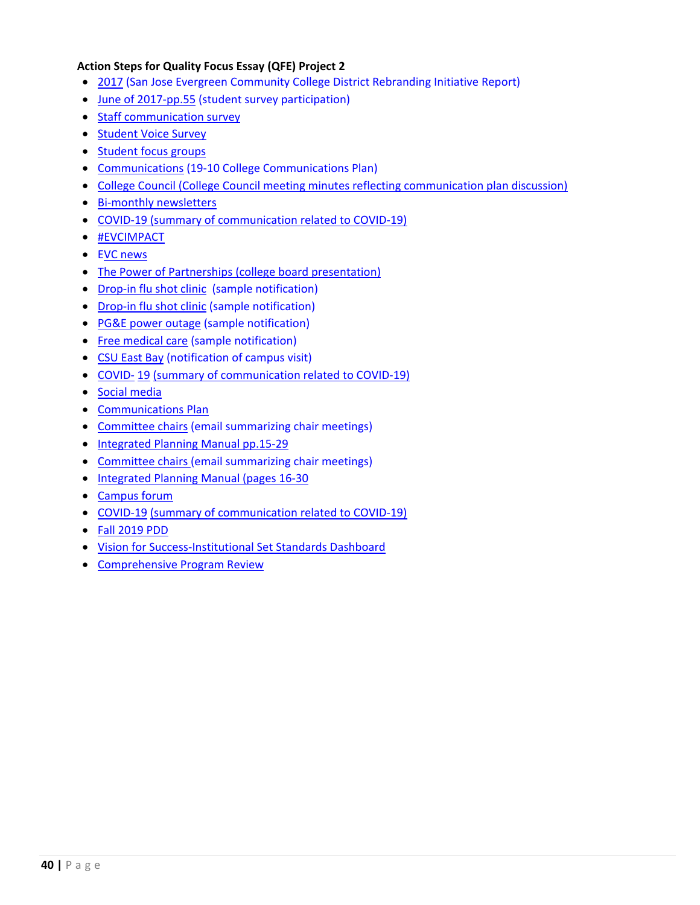**Action Steps for Quality Focus Essay (QFE) Project 2**

- 2017 (San Jose Evergreen Community College District Rebranding Initiative Report)
- June of 2017-pp.55 (student survey participation)
- Staff communication survey
- Student Voice Survey
- Student focus groups
- Communications (19-10 College Communications Plan)
- College Council (College Council meeting minutes reflecting communication plan discussion)
- Bi-monthly newsletters
- COVID-19 (summary of communication related to COVID-19)
- #EVCIMPACT
- EVC news
- The Power of Partnerships (college board presentation)
- Drop-in flu shot clinic (sample notification)
- Drop-in flu shot clinic (sample notification)
- PG&E power outage (sample notification)
- Free medical care (sample notification)
- CSU East Bay (notification of campus visit)
- COVID- 19 (summary of communication related to COVID-19)
- Social media
- Communications Plan
- Committee chairs (email summarizing chair meetings)
- Integrated Planning Manual pp.15-29
- Committee chairs (email summarizing chair meetings)
- Integrated Planning Manual (pages 16-30
- Campus forum
- COVID-19 (summary of communication related to COVID-19)
- Fall 2019 PDD
- Vision for Success-Institutional Set Standards Dashboard
- Comprehensive Program Review